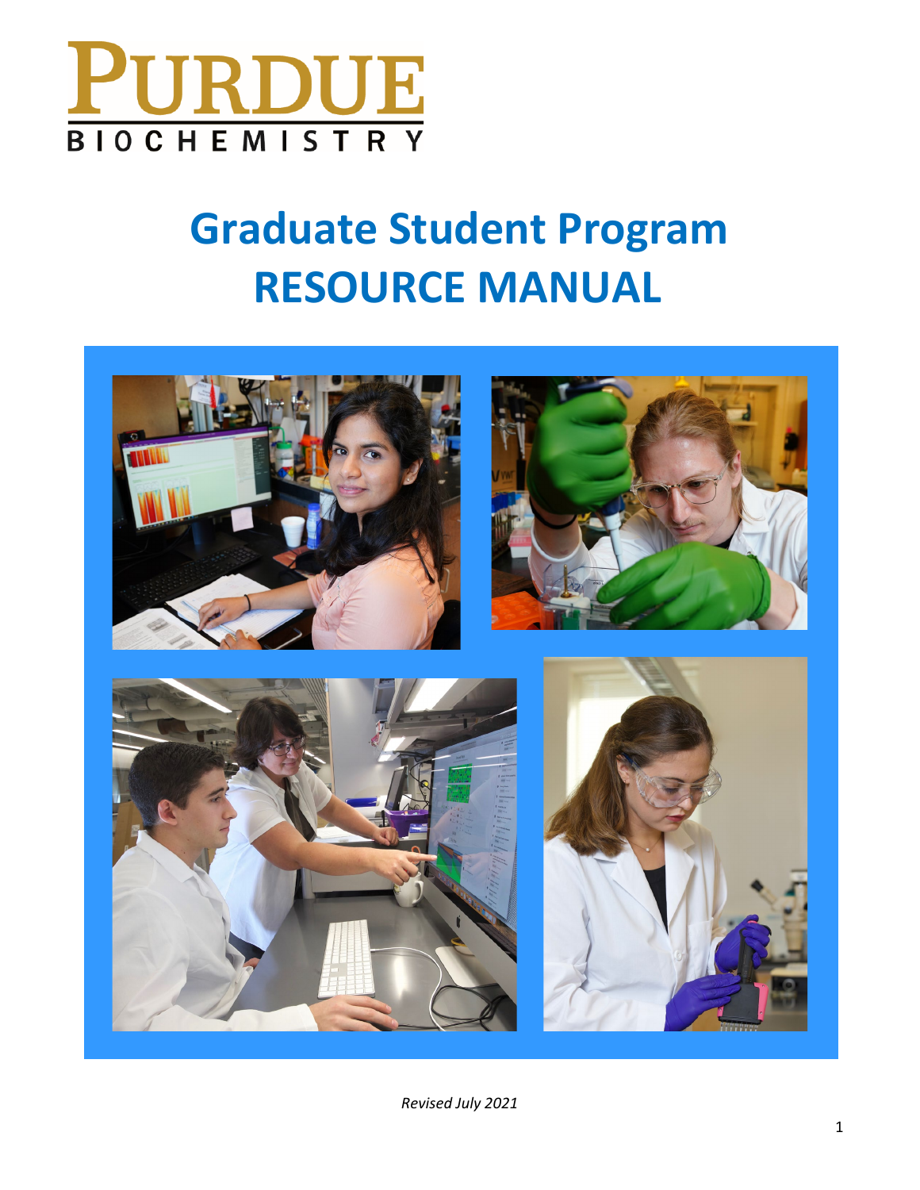PURDUE

BIOCHEMISTRY

# Graduate Student Program RESOURCE MANUAL

*Revised July 2021*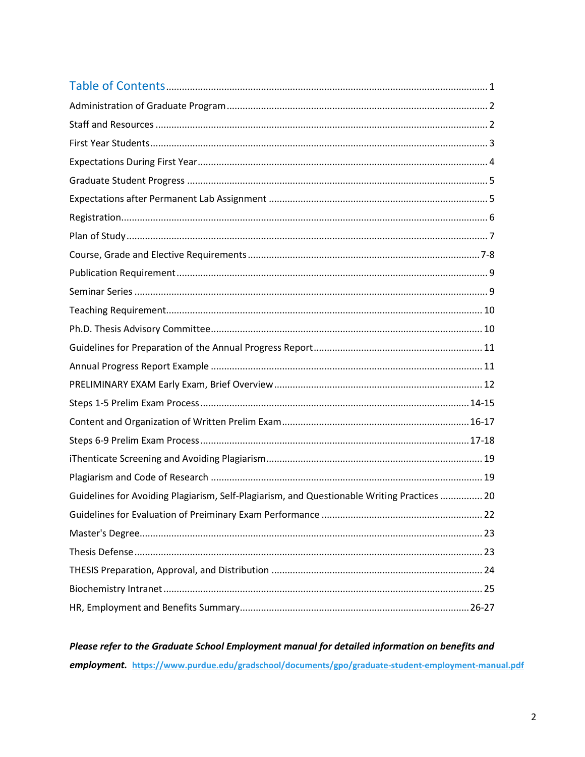## Table of Contents

| | |
|---|---|
| Table of Contents | 1 |
| Administration of Graduate Program | 2 |
| Staff and Resources | 2 |
| First Year Students | 3 |
| Expectations During First Year | 4 |
| Graduate Student Progress | 5 |
| Expectations after Permanent Lab Assignment | 5 |
| Registration | 6 |
| Plan of Study | 7 |
| Course, Grade and Elective Requirements | 7-8 |
| Publication Requirement | 9 |
| Seminar Series | 9 |
| Teaching Requirement | 10 |
| Ph.D. Thesis Advisory Committee | 10 |
| Guidelines for Preparation of the Annual Progress Report | 11 |
| Annual Progress Report Example | 11 |
| PRELIMINARY EXAM Early Exam, Brief Overview | 12 |
| Steps 1-5 Prelim Exam Process | 14-15 |
| Content and Organization of Written Prelim Exam | 16-17 |
| Steps 6-9 Prelim Exam Process | 17-18 |
| iThenticate Screening and Avoiding Plagiarism | 19 |
| Plagiarism and Code of Research | 19 |
| Guidelines for Avoiding Plagiarism, Self-Plagiarism, and Questionable Writing Practices | 20 |
| Guidelines for Evaluation of Preiminary Exam Performance | 22 |
| Master's Degree | 23 |
| Thesis Defense | 23 |
| THESIS Preparation, Approval, and Distribution | 24 |
| Biochemistry Intranet | 25 |
| HR, Employment and Benefits Summary | 26-27 |

***Please refer to the Graduate School Employment manual for detailed information on benefits and employment.*** https://www.purdue.edu/gradschool/documents/gpo/graduate-student-employment-manual.pdf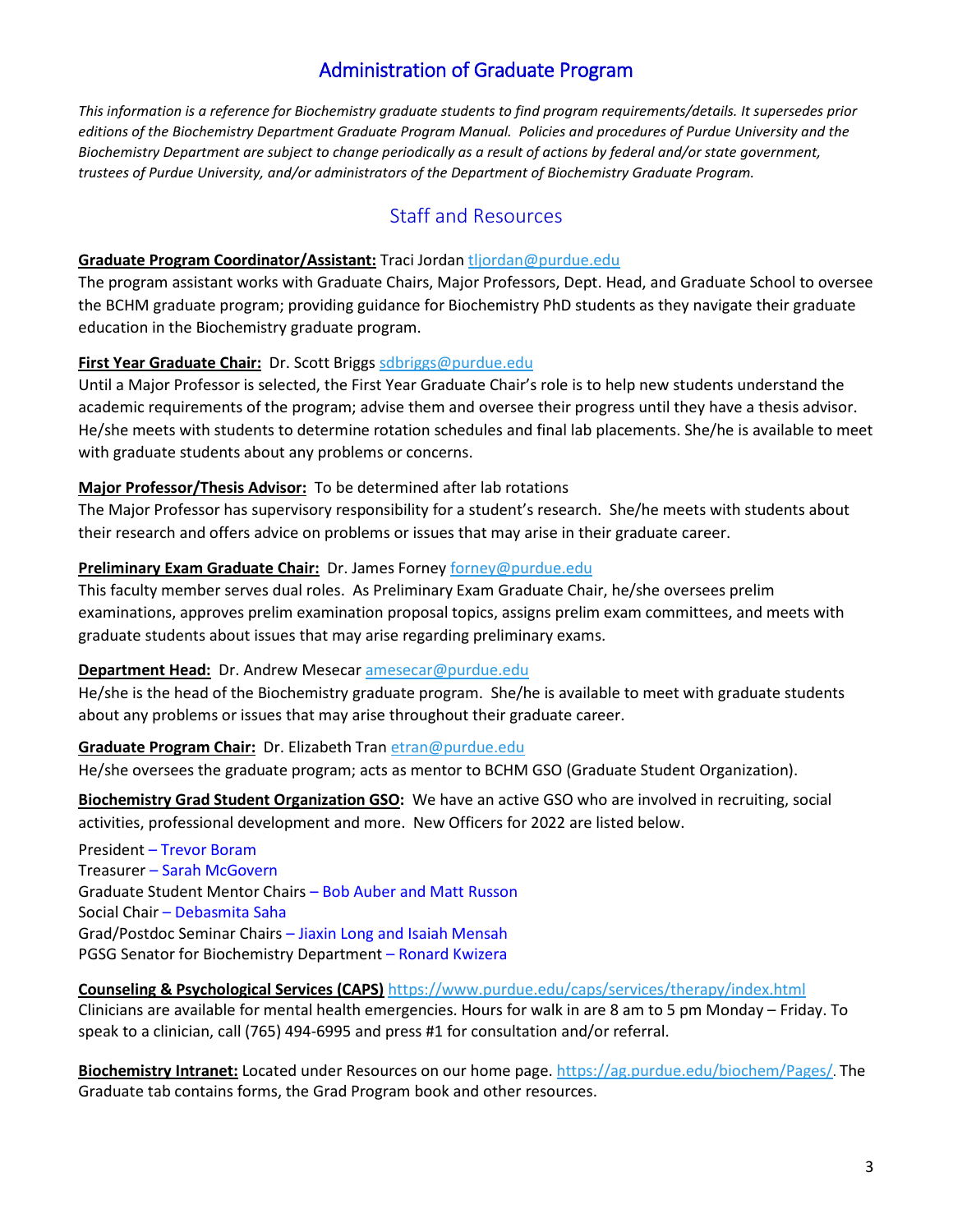# Administration of Graduate Program

*This information is a reference for Biochemistry graduate students to find program requirements/details. It supersedes prior editions of the Biochemistry Department Graduate Program Manual. Policies and procedures of Purdue University and the Biochemistry Department are subject to change periodically as a result of actions by federal and/or state government, trustees of Purdue University, and/or administrators of the Department of Biochemistry Graduate Program.*

## Staff and Resources

**Graduate Program Coordinator/Assistant:** Traci Jordan tljordan@purdue.edu
The program assistant works with Graduate Chairs, Major Professors, Dept. Head, and Graduate School to oversee the BCHM graduate program; providing guidance for Biochemistry PhD students as they navigate their graduate education in the Biochemistry graduate program.

**First Year Graduate Chair:** Dr. Scott Briggs sdbriggs@purdue.edu
Until a Major Professor is selected, the First Year Graduate Chair's role is to help new students understand the academic requirements of the program; advise them and oversee their progress until they have a thesis advisor. He/she meets with students to determine rotation schedules and final lab placements. She/he is available to meet with graduate students about any problems or concerns.

**Major Professor/Thesis Advisor:** To be determined after lab rotations
The Major Professor has supervisory responsibility for a student's research. She/he meets with students about their research and offers advice on problems or issues that may arise in their graduate career.

**Preliminary Exam Graduate Chair:** Dr. James Forney forney@purdue.edu
This faculty member serves dual roles. As Preliminary Exam Graduate Chair, he/she oversees prelim examinations, approves prelim examination proposal topics, assigns prelim exam committees, and meets with graduate students about issues that may arise regarding preliminary exams.

**Department Head:** Dr. Andrew Mesecar amesecar@purdue.edu
He/she is the head of the Biochemistry graduate program. She/he is available to meet with graduate students about any problems or issues that may arise throughout their graduate career.

**Graduate Program Chair:** Dr. Elizabeth Tran etran@purdue.edu
He/she oversees the graduate program; acts as mentor to BCHM GSO (Graduate Student Organization).

**Biochemistry Grad Student Organization GSO:** We have an active GSO who are involved in recruiting, social activities, professional development and more. New Officers for 2022 are listed below.

President – Trevor Boram
Treasurer – Sarah McGovern
Graduate Student Mentor Chairs – Bob Auber and Matt Russon
Social Chair – Debasmita Saha
Grad/Postdoc Seminar Chairs – Jiaxin Long and Isaiah Mensah
PGSG Senator for Biochemistry Department – Ronard Kwizera

**Counseling & Psychological Services (CAPS)** https://www.purdue.edu/caps/services/therapy/index.html
Clinicians are available for mental health emergencies. Hours for walk in are 8 am to 5 pm Monday – Friday. To speak to a clinician, call (765) 494-6995 and press #1 for consultation and/or referral.

**Biochemistry Intranet:** Located under Resources on our home page. https://ag.purdue.edu/biochem/Pages/. The Graduate tab contains forms, the Grad Program book and other resources.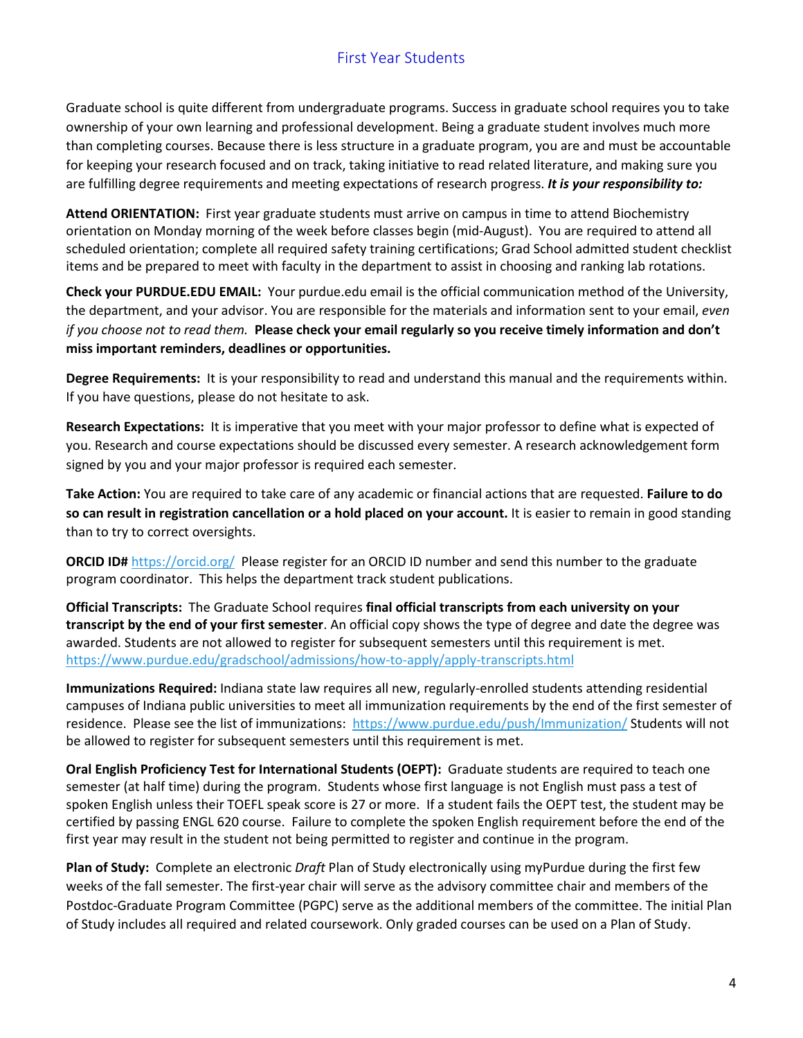## First Year Students

Graduate school is quite different from undergraduate programs. Success in graduate school requires you to take ownership of your own learning and professional development. Being a graduate student involves much more than completing courses. Because there is less structure in a graduate program, you are and must be accountable for keeping your research focused and on track, taking initiative to read related literature, and making sure you are fulfilling degree requirements and meeting expectations of research progress. ***It is your responsibility to:***

**Attend ORIENTATION:** First year graduate students must arrive on campus in time to attend Biochemistry orientation on Monday morning of the week before classes begin (mid-August). You are required to attend all scheduled orientation; complete all required safety training certifications; Grad School admitted student checklist items and be prepared to meet with faculty in the department to assist in choosing and ranking lab rotations.

**Check your PURDUE.EDU EMAIL:** Your purdue.edu email is the official communication method of the University, the department, and your advisor. You are responsible for the materials and information sent to your email, *even if you choose not to read them.* **Please check your email regularly so you receive timely information and don't miss important reminders, deadlines or opportunities.**

**Degree Requirements:** It is your responsibility to read and understand this manual and the requirements within. If you have questions, please do not hesitate to ask.

**Research Expectations:** It is imperative that you meet with your major professor to define what is expected of you. Research and course expectations should be discussed every semester. A research acknowledgement form signed by you and your major professor is required each semester.

**Take Action:** You are required to take care of any academic or financial actions that are requested. **Failure to do so can result in registration cancellation or a hold placed on your account.** It is easier to remain in good standing than to try to correct oversights.

**ORCID ID#** https://orcid.org/ Please register for an ORCID ID number and send this number to the graduate program coordinator. This helps the department track student publications.

**Official Transcripts:** The Graduate School requires **final official transcripts from each university on your transcript by the end of your first semester**. An official copy shows the type of degree and date the degree was awarded. Students are not allowed to register for subsequent semesters until this requirement is met. https://www.purdue.edu/gradschool/admissions/how-to-apply/apply-transcripts.html

**Immunizations Required:** Indiana state law requires all new, regularly-enrolled students attending residential campuses of Indiana public universities to meet all immunization requirements by the end of the first semester of residence. Please see the list of immunizations: https://www.purdue.edu/push/Immunization/ Students will not be allowed to register for subsequent semesters until this requirement is met.

**Oral English Proficiency Test for International Students (OEPT):** Graduate students are required to teach one semester (at half time) during the program. Students whose first language is not English must pass a test of spoken English unless their TOEFL speak score is 27 or more. If a student fails the OEPT test, the student may be certified by passing ENGL 620 course. Failure to complete the spoken English requirement before the end of the first year may result in the student not being permitted to register and continue in the program.

**Plan of Study:** Complete an electronic *Draft* Plan of Study electronically using myPurdue during the first few weeks of the fall semester. The first-year chair will serve as the advisory committee chair and members of the Postdoc-Graduate Program Committee (PGPC) serve as the additional members of the committee. The initial Plan of Study includes all required and related coursework. Only graded courses can be used on a Plan of Study.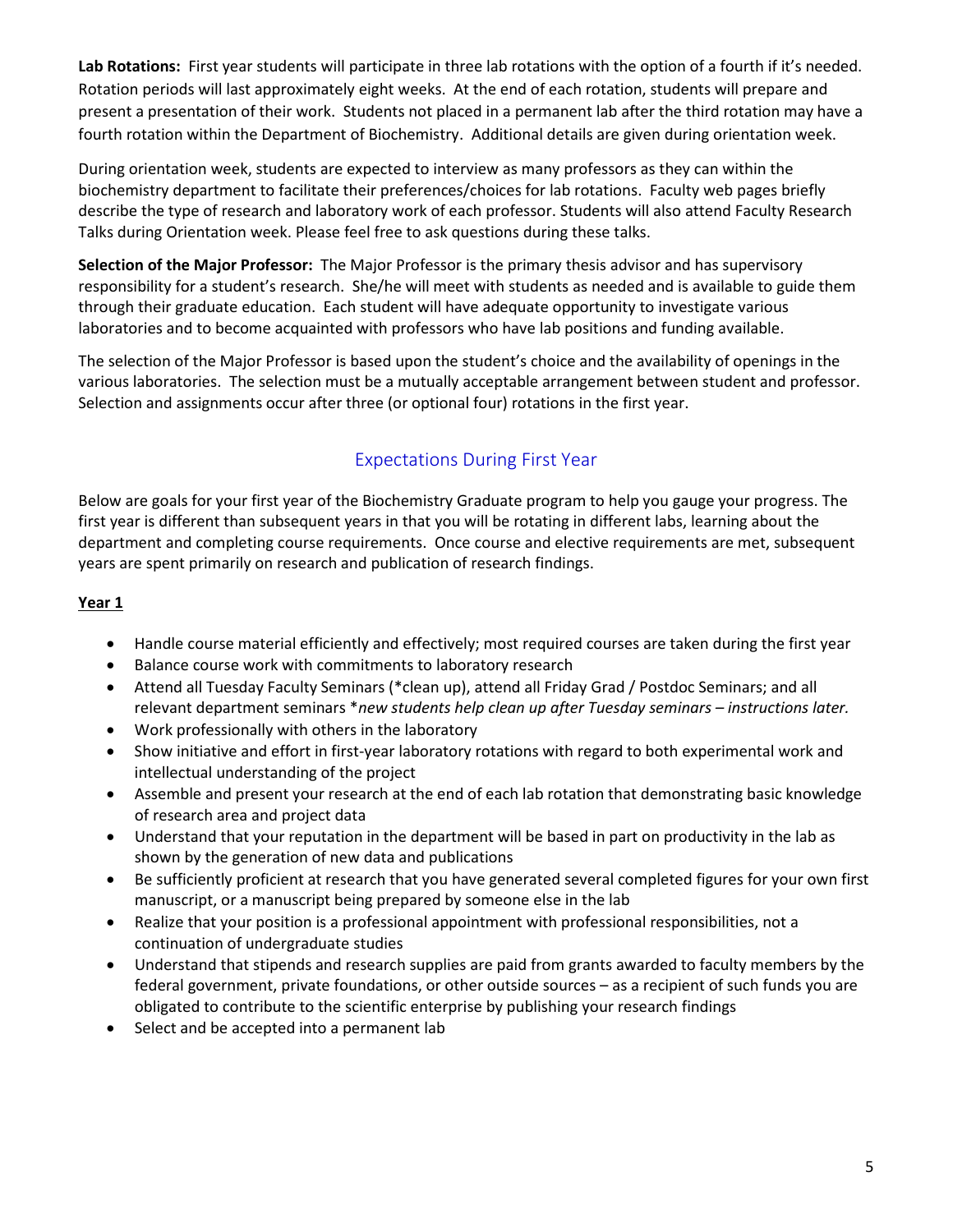**Lab Rotations:** First year students will participate in three lab rotations with the option of a fourth if it's needed. Rotation periods will last approximately eight weeks. At the end of each rotation, students will prepare and present a presentation of their work. Students not placed in a permanent lab after the third rotation may have a fourth rotation within the Department of Biochemistry. Additional details are given during orientation week.

During orientation week, students are expected to interview as many professors as they can within the biochemistry department to facilitate their preferences/choices for lab rotations. Faculty web pages briefly describe the type of research and laboratory work of each professor. Students will also attend Faculty Research Talks during Orientation week. Please feel free to ask questions during these talks.

**Selection of the Major Professor:** The Major Professor is the primary thesis advisor and has supervisory responsibility for a student's research. She/he will meet with students as needed and is available to guide them through their graduate education. Each student will have adequate opportunity to investigate various laboratories and to become acquainted with professors who have lab positions and funding available.

The selection of the Major Professor is based upon the student's choice and the availability of openings in the various laboratories. The selection must be a mutually acceptable arrangement between student and professor. Selection and assignments occur after three (or optional four) rotations in the first year.

## Expectations During First Year

Below are goals for your first year of the Biochemistry Graduate program to help you gauge your progress. The first year is different than subsequent years in that you will be rotating in different labs, learning about the department and completing course requirements. Once course and elective requirements are met, subsequent years are spent primarily on research and publication of research findings.

### Year 1

- Handle course material efficiently and effectively; most required courses are taken during the first year
- Balance course work with commitments to laboratory research
- Attend all Tuesday Faculty Seminars (*clean up), attend all Friday Grad / Postdoc Seminars; and all relevant department seminars **new students help clean up after Tuesday seminars – instructions later.*
- Work professionally with others in the laboratory
- Show initiative and effort in first-year laboratory rotations with regard to both experimental work and intellectual understanding of the project
- Assemble and present your research at the end of each lab rotation that demonstrating basic knowledge of research area and project data
- Understand that your reputation in the department will be based in part on productivity in the lab as shown by the generation of new data and publications
- Be sufficiently proficient at research that you have generated several completed figures for your own first manuscript, or a manuscript being prepared by someone else in the lab
- Realize that your position is a professional appointment with professional responsibilities, not a continuation of undergraduate studies
- Understand that stipends and research supplies are paid from grants awarded to faculty members by the federal government, private foundations, or other outside sources – as a recipient of such funds you are obligated to contribute to the scientific enterprise by publishing your research findings
- Select and be accepted into a permanent lab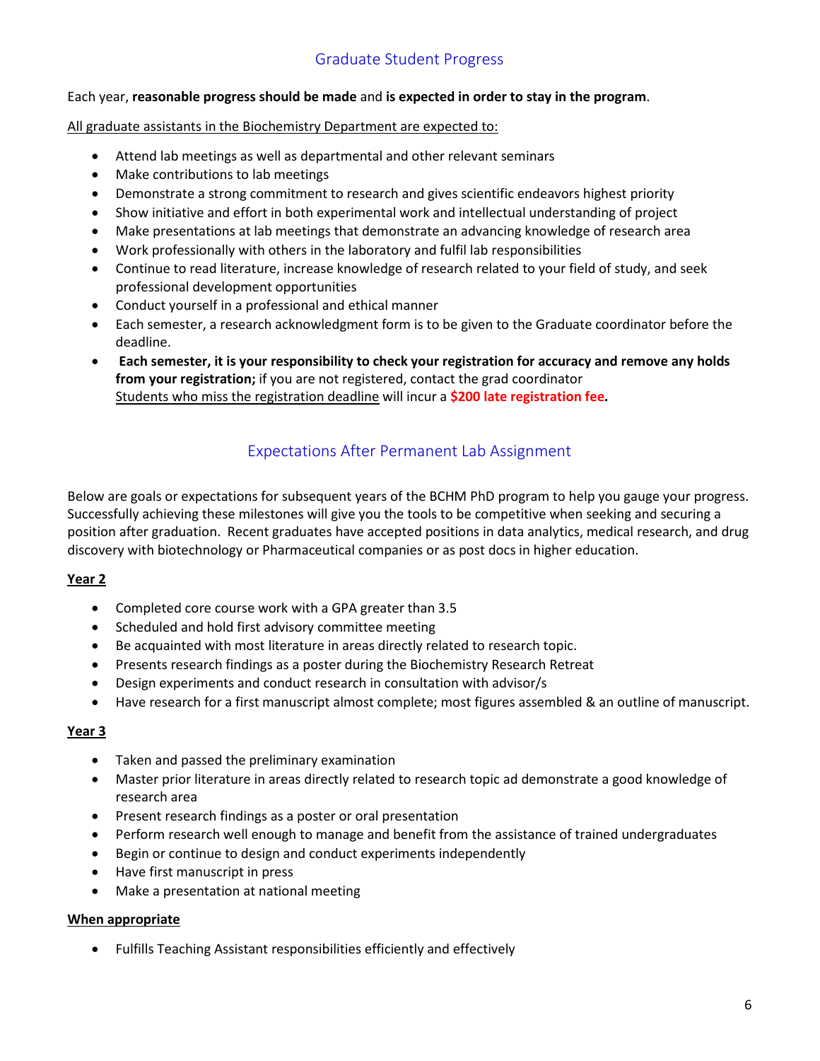## Graduate Student Progress

Each year, **reasonable progress should be made** and **is expected in order to stay in the program**.

All graduate assistants in the Biochemistry Department are expected to:

- Attend lab meetings as well as departmental and other relevant seminars
- Make contributions to lab meetings
- Demonstrate a strong commitment to research and gives scientific endeavors highest priority
- Show initiative and effort in both experimental work and intellectual understanding of project
- Make presentations at lab meetings that demonstrate an advancing knowledge of research area
- Work professionally with others in the laboratory and fulfil lab responsibilities
- Continue to read literature, increase knowledge of research related to your field of study, and seek professional development opportunities
- Conduct yourself in a professional and ethical manner
- Each semester, a research acknowledgment form is to be given to the Graduate coordinator before the deadline.
- **Each semester, it is your responsibility to check your registration for accuracy and remove any holds from your registration;** if you are not registered, contact the grad coordinator
  Students who miss the registration deadline will incur a **$200 late registration fee.**

## Expectations After Permanent Lab Assignment

Below are goals or expectations for subsequent years of the BCHM PhD program to help you gauge your progress. Successfully achieving these milestones will give you the tools to be competitive when seeking and securing a position after graduation. Recent graduates have accepted positions in data analytics, medical research, and drug discovery with biotechnology or Pharmaceutical companies or as post docs in higher education.

**Year 2**

- Completed core course work with a GPA greater than 3.5
- Scheduled and hold first advisory committee meeting
- Be acquainted with most literature in areas directly related to research topic.
- Presents research findings as a poster during the Biochemistry Research Retreat
- Design experiments and conduct research in consultation with advisor/s
- Have research for a first manuscript almost complete; most figures assembled & an outline of manuscript.

**Year 3**

- Taken and passed the preliminary examination
- Master prior literature in areas directly related to research topic ad demonstrate a good knowledge of research area
- Present research findings as a poster or oral presentation
- Perform research well enough to manage and benefit from the assistance of trained undergraduates
- Begin or continue to design and conduct experiments independently
- Have first manuscript in press
- Make a presentation at national meeting

**When appropriate**

- Fulfills Teaching Assistant responsibilities efficiently and effectively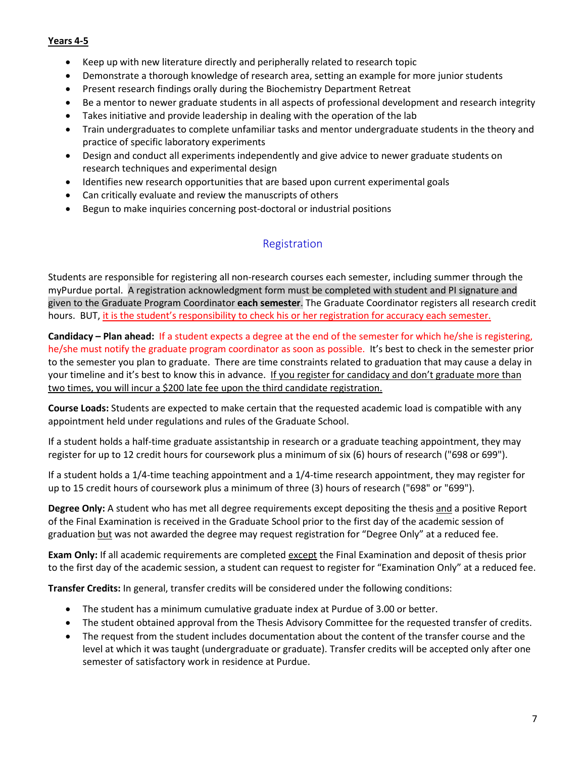**Years 4-5**

- Keep up with new literature directly and peripherally related to research topic
- Demonstrate a thorough knowledge of research area, setting an example for more junior students
- Present research findings orally during the Biochemistry Department Retreat
- Be a mentor to newer graduate students in all aspects of professional development and research integrity
- Takes initiative and provide leadership in dealing with the operation of the lab
- Train undergraduates to complete unfamiliar tasks and mentor undergraduate students in the theory and practice of specific laboratory experiments
- Design and conduct all experiments independently and give advice to newer graduate students on research techniques and experimental design
- Identifies new research opportunities that are based upon current experimental goals
- Can critically evaluate and review the manuscripts of others
- Begun to make inquiries concerning post-doctoral or industrial positions

## Registration

Students are responsible for registering all non-research courses each semester, including summer through the myPurdue portal. A registration acknowledgment form must be completed with student and PI signature and given to the Graduate Program Coordinator **each semester**. The Graduate Coordinator registers all research credit hours. BUT, it is the student's responsibility to check his or her registration for accuracy each semester.

**Candidacy – Plan ahead:** If a student expects a degree at the end of the semester for which he/she is registering, he/she must notify the graduate program coordinator as soon as possible. It's best to check in the semester prior to the semester you plan to graduate. There are time constraints related to graduation that may cause a delay in your timeline and it's best to know this in advance. If you register for candidacy and don't graduate more than two times, you will incur a $200 late fee upon the third candidate registration.

**Course Loads:** Students are expected to make certain that the requested academic load is compatible with any appointment held under regulations and rules of the Graduate School.

If a student holds a half-time graduate assistantship in research or a graduate teaching appointment, they may register for up to 12 credit hours for coursework plus a minimum of six (6) hours of research ("698 or 699").

If a student holds a 1/4-time teaching appointment and a 1/4-time research appointment, they may register for up to 15 credit hours of coursework plus a minimum of three (3) hours of research ("698" or "699").

**Degree Only:** A student who has met all degree requirements except depositing the thesis and a positive Report of the Final Examination is received in the Graduate School prior to the first day of the academic session of graduation but was not awarded the degree may request registration for "Degree Only" at a reduced fee.

**Exam Only:** If all academic requirements are completed except the Final Examination and deposit of thesis prior to the first day of the academic session, a student can request to register for "Examination Only" at a reduced fee.

**Transfer Credits:** In general, transfer credits will be considered under the following conditions:

- The student has a minimum cumulative graduate index at Purdue of 3.00 or better.
- The student obtained approval from the Thesis Advisory Committee for the requested transfer of credits.
- The request from the student includes documentation about the content of the transfer course and the level at which it was taught (undergraduate or graduate). Transfer credits will be accepted only after one semester of satisfactory work in residence at Purdue.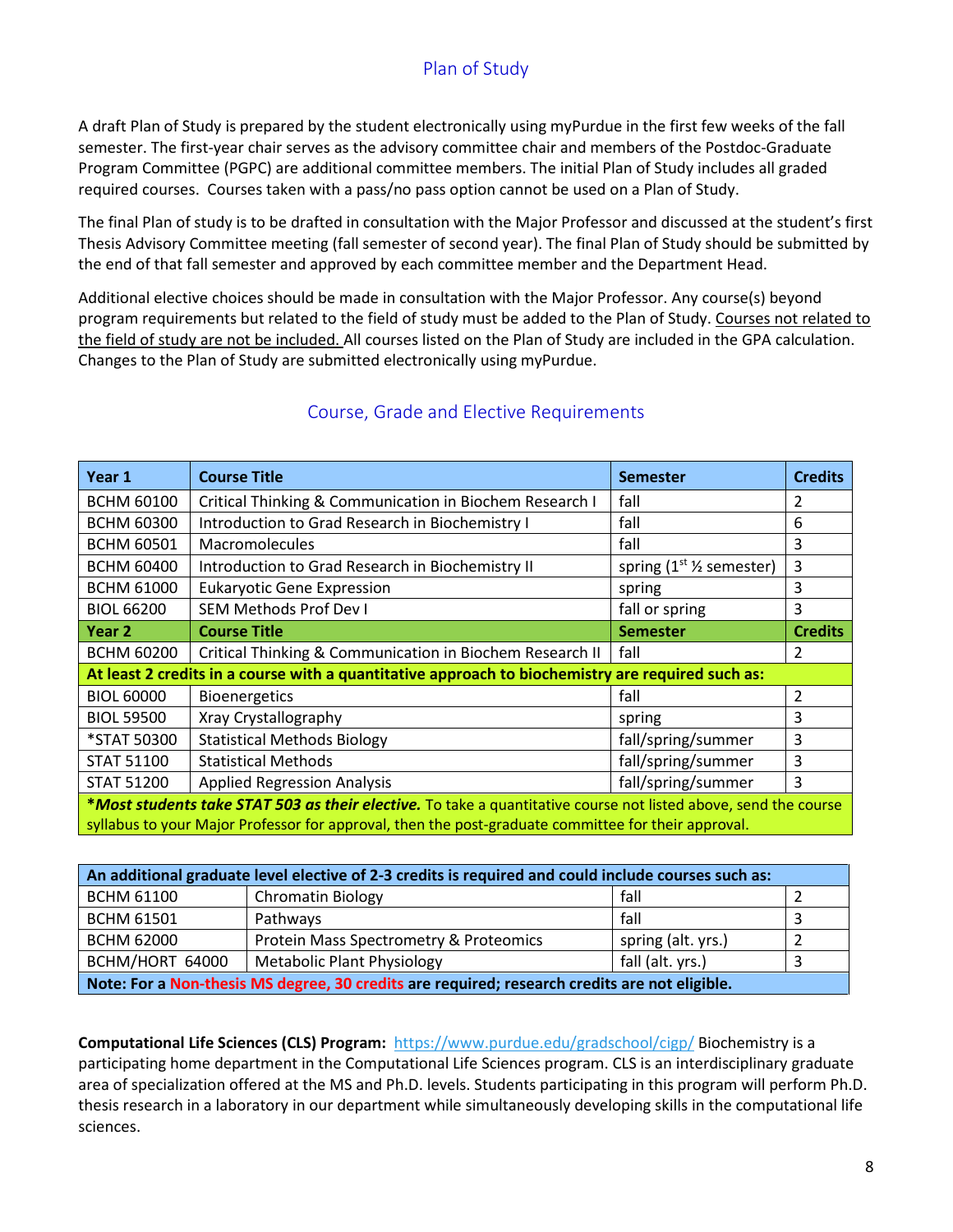## Plan of Study

A draft Plan of Study is prepared by the student electronically using myPurdue in the first few weeks of the fall semester. The first-year chair serves as the advisory committee chair and members of the Postdoc-Graduate Program Committee (PGPC) are additional committee members. The initial Plan of Study includes all graded required courses. Courses taken with a pass/no pass option cannot be used on a Plan of Study.

The final Plan of study is to be drafted in consultation with the Major Professor and discussed at the student's first Thesis Advisory Committee meeting (fall semester of second year). The final Plan of Study should be submitted by the end of that fall semester and approved by each committee member and the Department Head.

Additional elective choices should be made in consultation with the Major Professor. Any course(s) beyond program requirements but related to the field of study must be added to the Plan of Study. Courses not related to the field of study are not be included. All courses listed on the Plan of Study are included in the GPA calculation. Changes to the Plan of Study are submitted electronically using myPurdue.

## Course, Grade and Elective Requirements

| Year 1 | Course Title | Semester | Credits |
|---|---|---|---|
| BCHM 60100 | Critical Thinking & Communication in Biochem Research I | fall | 2 |
| BCHM 60300 | Introduction to Grad Research in Biochemistry I | fall | 6 |
| BCHM 60501 | Macromolecules | fall | 3 |
| BCHM 60400 | Introduction to Grad Research in Biochemistry II | spring (1st ½ semester) | 3 |
| BCHM 61000 | Eukaryotic Gene Expression | spring | 3 |
| BIOL 66200 | SEM Methods Prof Dev I | fall or spring | 3 |
| **Year 2** | **Course Title** | **Semester** | **Credits** |
| BCHM 60200 | Critical Thinking & Communication in Biochem Research II | fall | 2 |
| **At least 2 credits in a course with a quantitative approach to biochemistry are required such as:** | | | |
| BIOL 60000 | Bioenergetics | fall | 2 |
| BIOL 59500 | Xray Crystallography | spring | 3 |
| *STAT 50300 | Statistical Methods Biology | fall/spring/summer | 3 |
| STAT 51100 | Statistical Methods | fall/spring/summer | 3 |
| STAT 51200 | Applied Regression Analysis | fall/spring/summer | 3 |
| ***Most students take STAT 503 as their elective.** To take a quantitative course not listed above, send the course syllabus to your Major Professor for approval, then the post-graduate committee for their approval. | | | |

| An additional graduate level elective of 2-3 credits is required and could include courses such as: | | | |
|---|---|---|---|
| BCHM 61100 | Chromatin Biology | fall | 2 |
| BCHM 61501 | Pathways | fall | 3 |
| BCHM 62000 | Protein Mass Spectrometry & Proteomics | spring (alt. yrs.) | 2 |
| BCHM/HORT 64000 | Metabolic Plant Physiology | fall (alt. yrs.) | 3 |
| **Note: For a Non-thesis MS degree, 30 credits are required; research credits are not eligible.** | | | |

**Computational Life Sciences (CLS) Program:** https://www.purdue.edu/gradschool/cigp/ Biochemistry is a participating home department in the Computational Life Sciences program. CLS is an interdisciplinary graduate area of specialization offered at the MS and Ph.D. levels. Students participating in this program will perform Ph.D. thesis research in a laboratory in our department while simultaneously developing skills in the computational life sciences.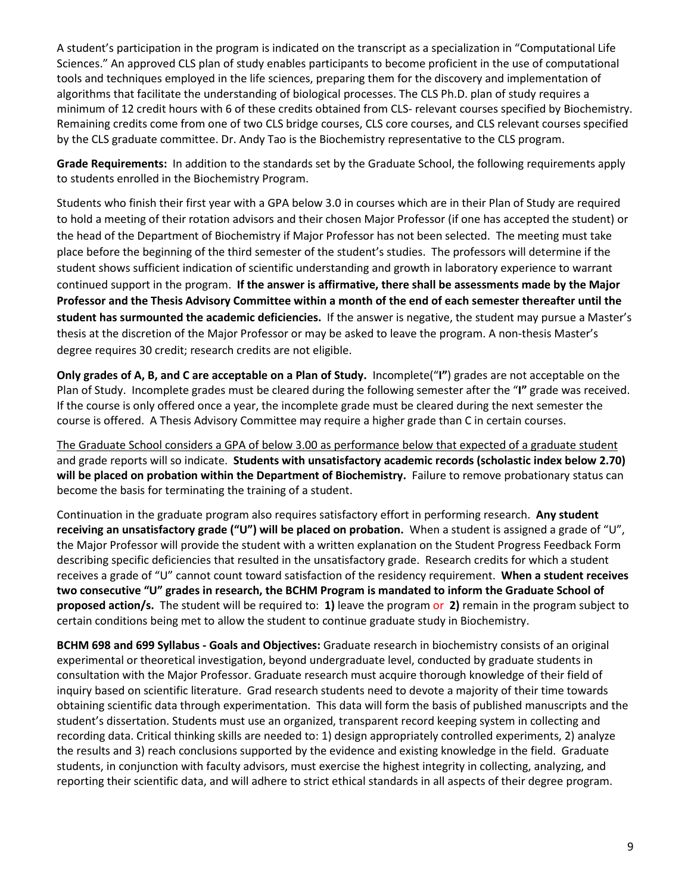A student's participation in the program is indicated on the transcript as a specialization in "Computational Life Sciences." An approved CLS plan of study enables participants to become proficient in the use of computational tools and techniques employed in the life sciences, preparing them for the discovery and implementation of algorithms that facilitate the understanding of biological processes. The CLS Ph.D. plan of study requires a minimum of 12 credit hours with 6 of these credits obtained from CLS- relevant courses specified by Biochemistry. Remaining credits come from one of two CLS bridge courses, CLS core courses, and CLS relevant courses specified by the CLS graduate committee. Dr. Andy Tao is the Biochemistry representative to the CLS program.

**Grade Requirements:** In addition to the standards set by the Graduate School, the following requirements apply to students enrolled in the Biochemistry Program.

Students who finish their first year with a GPA below 3.0 in courses which are in their Plan of Study are required to hold a meeting of their rotation advisors and their chosen Major Professor (if one has accepted the student) or the head of the Department of Biochemistry if Major Professor has not been selected. The meeting must take place before the beginning of the third semester of the student's studies. The professors will determine if the student shows sufficient indication of scientific understanding and growth in laboratory experience to warrant continued support in the program. **If the answer is affirmative, there shall be assessments made by the Major Professor and the Thesis Advisory Committee within a month of the end of each semester thereafter until the student has surmounted the academic deficiencies.** If the answer is negative, the student may pursue a Master's thesis at the discretion of the Major Professor or may be asked to leave the program. A non-thesis Master's degree requires 30 credit; research credits are not eligible.

**Only grades of A, B, and C are acceptable on a Plan of Study.** Incomplete("**I**") grades are not acceptable on the Plan of Study. Incomplete grades must be cleared during the following semester after the "**I**" grade was received. If the course is only offered once a year, the incomplete grade must be cleared during the next semester the course is offered. A Thesis Advisory Committee may require a higher grade than C in certain courses.

The Graduate School considers a GPA of below 3.00 as performance below that expected of a graduate student and grade reports will so indicate. **Students with unsatisfactory academic records (scholastic index below 2.70) will be placed on probation within the Department of Biochemistry.** Failure to remove probationary status can become the basis for terminating the training of a student.

Continuation in the graduate program also requires satisfactory effort in performing research. **Any student receiving an unsatisfactory grade ("U") will be placed on probation.** When a student is assigned a grade of "U", the Major Professor will provide the student with a written explanation on the Student Progress Feedback Form describing specific deficiencies that resulted in the unsatisfactory grade. Research credits for which a student receives a grade of "U" cannot count toward satisfaction of the residency requirement. **When a student receives two consecutive "U" grades in research, the BCHM Program is mandated to inform the Graduate School of proposed action/s.** The student will be required to: **1)** leave the program or **2)** remain in the program subject to certain conditions being met to allow the student to continue graduate study in Biochemistry.

**BCHM 698 and 699 Syllabus - Goals and Objectives:** Graduate research in biochemistry consists of an original experimental or theoretical investigation, beyond undergraduate level, conducted by graduate students in consultation with the Major Professor. Graduate research must acquire thorough knowledge of their field of inquiry based on scientific literature. Grad research students need to devote a majority of their time towards obtaining scientific data through experimentation. This data will form the basis of published manuscripts and the student's dissertation. Students must use an organized, transparent record keeping system in collecting and recording data. Critical thinking skills are needed to: 1) design appropriately controlled experiments, 2) analyze the results and 3) reach conclusions supported by the evidence and existing knowledge in the field. Graduate students, in conjunction with faculty advisors, must exercise the highest integrity in collecting, analyzing, and reporting their scientific data, and will adhere to strict ethical standards in all aspects of their degree program.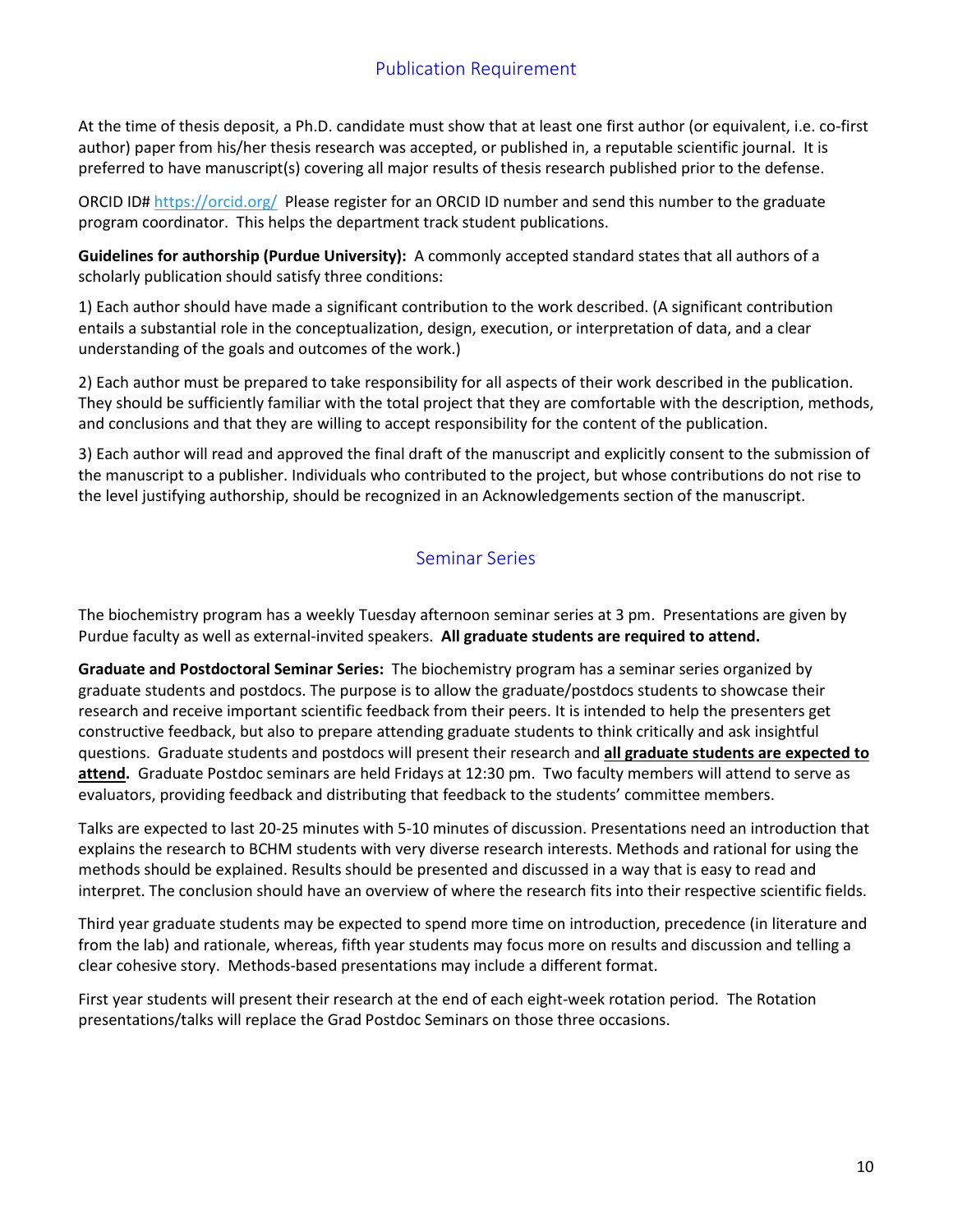## Publication Requirement

At the time of thesis deposit, a Ph.D. candidate must show that at least one first author (or equivalent, i.e. co-first author) paper from his/her thesis research was accepted, or published in, a reputable scientific journal. It is preferred to have manuscript(s) covering all major results of thesis research published prior to the defense.

ORCID ID# https://orcid.org/ Please register for an ORCID ID number and send this number to the graduate program coordinator. This helps the department track student publications.

**Guidelines for authorship (Purdue University):** A commonly accepted standard states that all authors of a scholarly publication should satisfy three conditions:

1) Each author should have made a significant contribution to the work described. (A significant contribution entails a substantial role in the conceptualization, design, execution, or interpretation of data, and a clear understanding of the goals and outcomes of the work.)

2) Each author must be prepared to take responsibility for all aspects of their work described in the publication. They should be sufficiently familiar with the total project that they are comfortable with the description, methods, and conclusions and that they are willing to accept responsibility for the content of the publication.

3) Each author will read and approved the final draft of the manuscript and explicitly consent to the submission of the manuscript to a publisher. Individuals who contributed to the project, but whose contributions do not rise to the level justifying authorship, should be recognized in an Acknowledgements section of the manuscript.

## Seminar Series

The biochemistry program has a weekly Tuesday afternoon seminar series at 3 pm. Presentations are given by Purdue faculty as well as external-invited speakers. **All graduate students are required to attend.**

**Graduate and Postdoctoral Seminar Series:** The biochemistry program has a seminar series organized by graduate students and postdocs. The purpose is to allow the graduate/postdocs students to showcase their research and receive important scientific feedback from their peers. It is intended to help the presenters get constructive feedback, but also to prepare attending graduate students to think critically and ask insightful questions. Graduate students and postdocs will present their research and <u>**all graduate students are expected to attend**</u>**.** Graduate Postdoc seminars are held Fridays at 12:30 pm. Two faculty members will attend to serve as evaluators, providing feedback and distributing that feedback to the students' committee members.

Talks are expected to last 20-25 minutes with 5-10 minutes of discussion. Presentations need an introduction that explains the research to BCHM students with very diverse research interests. Methods and rational for using the methods should be explained. Results should be presented and discussed in a way that is easy to read and interpret. The conclusion should have an overview of where the research fits into their respective scientific fields.

Third year graduate students may be expected to spend more time on introduction, precedence (in literature and from the lab) and rationale, whereas, fifth year students may focus more on results and discussion and telling a clear cohesive story. Methods-based presentations may include a different format.

First year students will present their research at the end of each eight-week rotation period. The Rotation presentations/talks will replace the Grad Postdoc Seminars on those three occasions.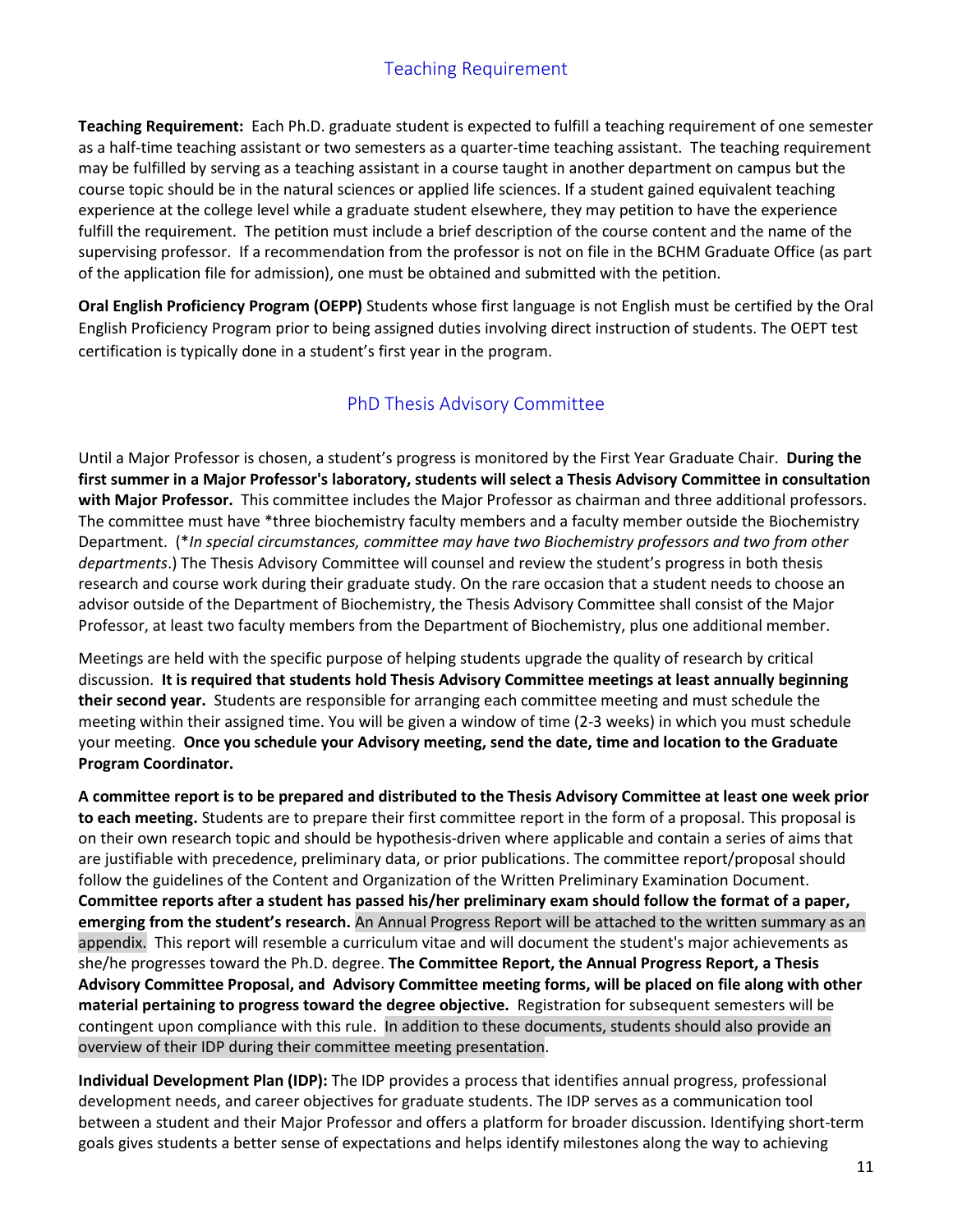## Teaching Requirement

**Teaching Requirement:** Each Ph.D. graduate student is expected to fulfill a teaching requirement of one semester as a half-time teaching assistant or two semesters as a quarter-time teaching assistant. The teaching requirement may be fulfilled by serving as a teaching assistant in a course taught in another department on campus but the course topic should be in the natural sciences or applied life sciences. If a student gained equivalent teaching experience at the college level while a graduate student elsewhere, they may petition to have the experience fulfill the requirement. The petition must include a brief description of the course content and the name of the supervising professor. If a recommendation from the professor is not on file in the BCHM Graduate Office (as part of the application file for admission), one must be obtained and submitted with the petition.

**Oral English Proficiency Program (OEPP)** Students whose first language is not English must be certified by the Oral English Proficiency Program prior to being assigned duties involving direct instruction of students. The OEPT test certification is typically done in a student's first year in the program.

## PhD Thesis Advisory Committee

Until a Major Professor is chosen, a student's progress is monitored by the First Year Graduate Chair. **During the first summer in a Major Professor's laboratory, students will select a Thesis Advisory Committee in consultation with Major Professor.** This committee includes the Major Professor as chairman and three additional professors. The committee must have *three biochemistry faculty members and a faculty member outside the Biochemistry Department. (**In special circumstances, committee may have two Biochemistry professors and two from other departments*.) The Thesis Advisory Committee will counsel and review the student's progress in both thesis research and course work during their graduate study. On the rare occasion that a student needs to choose an advisor outside of the Department of Biochemistry, the Thesis Advisory Committee shall consist of the Major Professor, at least two faculty members from the Department of Biochemistry, plus one additional member.

Meetings are held with the specific purpose of helping students upgrade the quality of research by critical discussion. **It is required that students hold Thesis Advisory Committee meetings at least annually beginning their second year.** Students are responsible for arranging each committee meeting and must schedule the meeting within their assigned time. You will be given a window of time (2-3 weeks) in which you must schedule your meeting. **Once you schedule your Advisory meeting, send the date, time and location to the Graduate Program Coordinator.**

**A committee report is to be prepared and distributed to the Thesis Advisory Committee at least one week prior to each meeting.** Students are to prepare their first committee report in the form of a proposal. This proposal is on their own research topic and should be hypothesis-driven where applicable and contain a series of aims that are justifiable with precedence, preliminary data, or prior publications. The committee report/proposal should follow the guidelines of the Content and Organization of the Written Preliminary Examination Document. **Committee reports after a student has passed his/her preliminary exam should follow the format of a paper, emerging from the student's research.** An Annual Progress Report will be attached to the written summary as an appendix. This report will resemble a curriculum vitae and will document the student's major achievements as she/he progresses toward the Ph.D. degree. **The Committee Report, the Annual Progress Report, a Thesis Advisory Committee Proposal, and Advisory Committee meeting forms, will be placed on file along with other material pertaining to progress toward the degree objective.** Registration for subsequent semesters will be contingent upon compliance with this rule. In addition to these documents, students should also provide an overview of their IDP during their committee meeting presentation.

**Individual Development Plan (IDP):** The IDP provides a process that identifies annual progress, professional development needs, and career objectives for graduate students. The IDP serves as a communication tool between a student and their Major Professor and offers a platform for broader discussion. Identifying short-term goals gives students a better sense of expectations and helps identify milestones along the way to achieving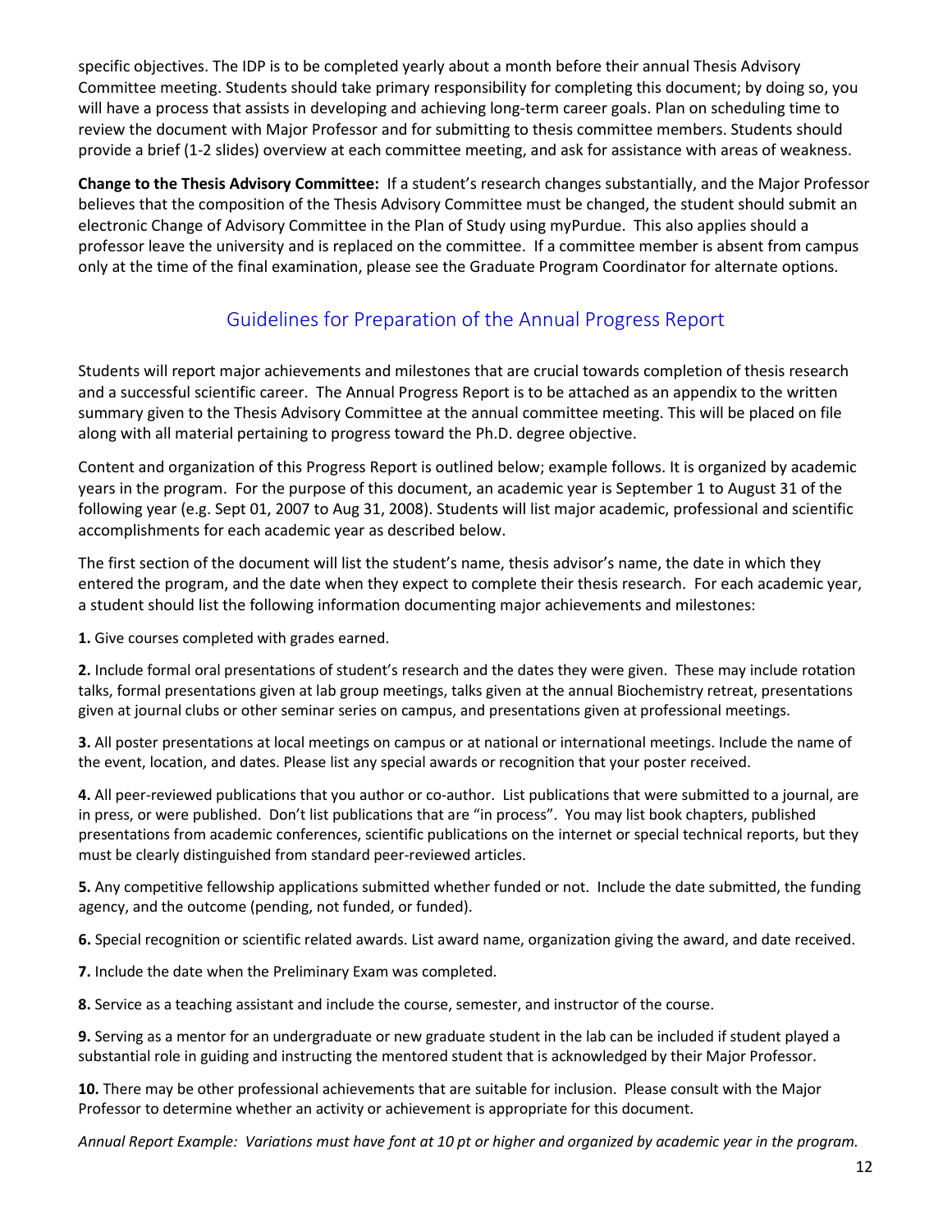specific objectives. The IDP is to be completed yearly about a month before their annual Thesis Advisory Committee meeting. Students should take primary responsibility for completing this document; by doing so, you will have a process that assists in developing and achieving long-term career goals. Plan on scheduling time to review the document with Major Professor and for submitting to thesis committee members. Students should provide a brief (1-2 slides) overview at each committee meeting, and ask for assistance with areas of weakness.

**Change to the Thesis Advisory Committee:** If a student's research changes substantially, and the Major Professor believes that the composition of the Thesis Advisory Committee must be changed, the student should submit an electronic Change of Advisory Committee in the Plan of Study using myPurdue. This also applies should a professor leave the university and is replaced on the committee. If a committee member is absent from campus only at the time of the final examination, please see the Graduate Program Coordinator for alternate options.

## Guidelines for Preparation of the Annual Progress Report

Students will report major achievements and milestones that are crucial towards completion of thesis research and a successful scientific career. The Annual Progress Report is to be attached as an appendix to the written summary given to the Thesis Advisory Committee at the annual committee meeting. This will be placed on file along with all material pertaining to progress toward the Ph.D. degree objective.

Content and organization of this Progress Report is outlined below; example follows. It is organized by academic years in the program. For the purpose of this document, an academic year is September 1 to August 31 of the following year (e.g. Sept 01, 2007 to Aug 31, 2008). Students will list major academic, professional and scientific accomplishments for each academic year as described below.

The first section of the document will list the student's name, thesis advisor's name, the date in which they entered the program, and the date when they expect to complete their thesis research. For each academic year, a student should list the following information documenting major achievements and milestones:

**1.** Give courses completed with grades earned.

**2.** Include formal oral presentations of student's research and the dates they were given. These may include rotation talks, formal presentations given at lab group meetings, talks given at the annual Biochemistry retreat, presentations given at journal clubs or other seminar series on campus, and presentations given at professional meetings.

**3.** All poster presentations at local meetings on campus or at national or international meetings. Include the name of the event, location, and dates. Please list any special awards or recognition that your poster received.

**4.** All peer-reviewed publications that you author or co-author. List publications that were submitted to a journal, are in press, or were published. Don't list publications that are "in process". You may list book chapters, published presentations from academic conferences, scientific publications on the internet or special technical reports, but they must be clearly distinguished from standard peer-reviewed articles.

**5.** Any competitive fellowship applications submitted whether funded or not. Include the date submitted, the funding agency, and the outcome (pending, not funded, or funded).

**6.** Special recognition or scientific related awards. List award name, organization giving the award, and date received.

**7.** Include the date when the Preliminary Exam was completed.

**8.** Service as a teaching assistant and include the course, semester, and instructor of the course.

**9.** Serving as a mentor for an undergraduate or new graduate student in the lab can be included if student played a substantial role in guiding and instructing the mentored student that is acknowledged by their Major Professor.

**10.** There may be other professional achievements that are suitable for inclusion. Please consult with the Major Professor to determine whether an activity or achievement is appropriate for this document.

*Annual Report Example: Variations must have font at 10 pt or higher and organized by academic year in the program.*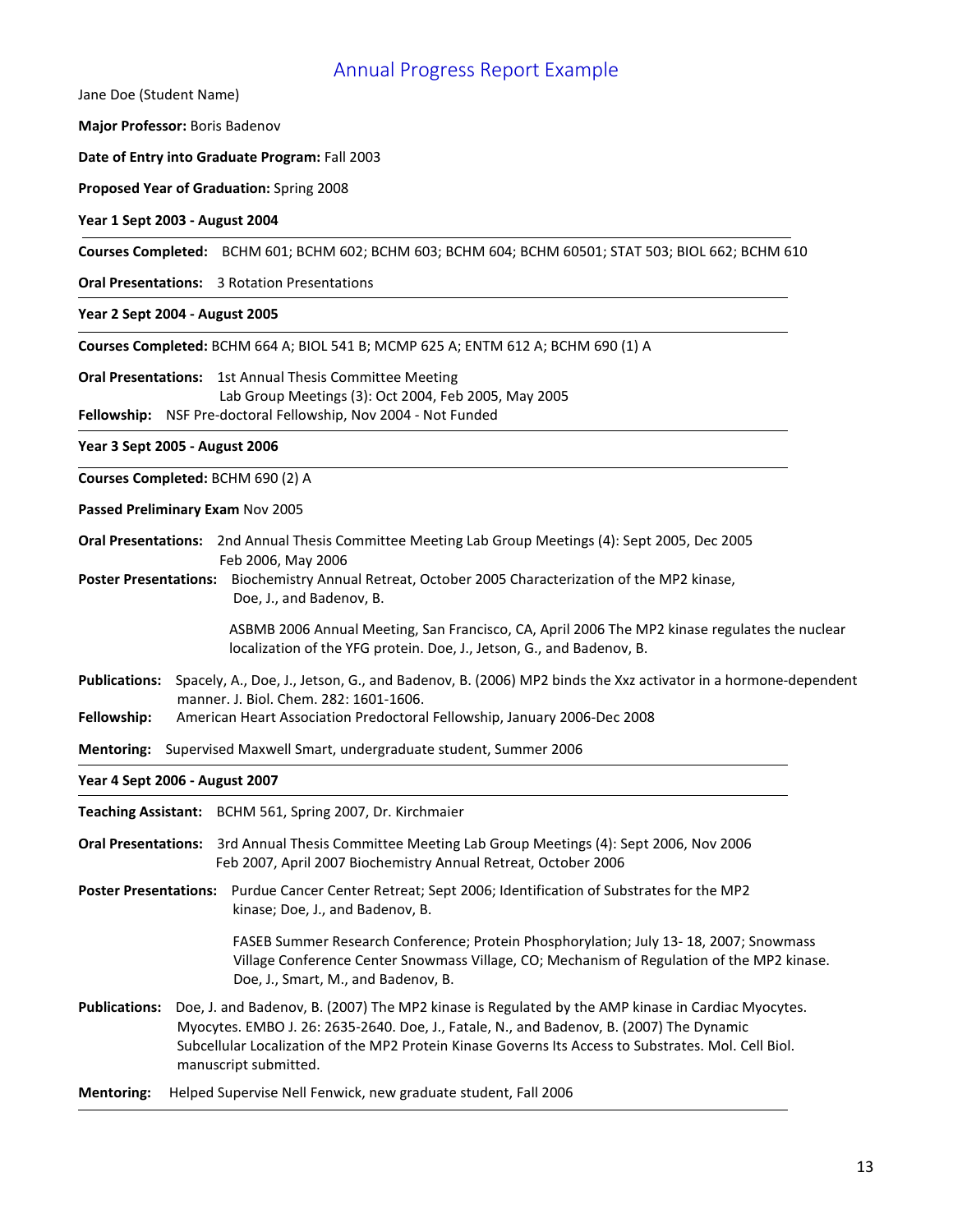# Annual Progress Report Example

Jane Doe (Student Name)

**Major Professor:** Boris Badenov

**Date of Entry into Graduate Program:** Fall 2003

**Proposed Year of Graduation:** Spring 2008

**Year 1 Sept 2003 - August 2004**

---

**Courses Completed:** BCHM 601; BCHM 602; BCHM 603; BCHM 604; BCHM 60501; STAT 503; BIOL 662; BCHM 610

**Oral Presentations:** 3 Rotation Presentations

---

**Year 2 Sept 2004 - August 2005**

---

**Courses Completed:** BCHM 664 A; BIOL 541 B; MCMP 625 A; ENTM 612 A; BCHM 690 (1) A

**Oral Presentations:** 1st Annual Thesis Committee Meeting
Lab Group Meetings (3): Oct 2004, Feb 2005, May 2005

**Fellowship:** NSF Pre-doctoral Fellowship, Nov 2004 - Not Funded

---

**Year 3 Sept 2005 - August 2006**

---

**Courses Completed:** BCHM 690 (2) A

**Passed Preliminary Exam** Nov 2005

**Oral Presentations:** 2nd Annual Thesis Committee Meeting Lab Group Meetings (4): Sept 2005, Dec 2005 Feb 2006, May 2006

**Poster Presentations:** Biochemistry Annual Retreat, October 2005 Characterization of the MP2 kinase, Doe, J., and Badenov, B.

ASBMB 2006 Annual Meeting, San Francisco, CA, April 2006 The MP2 kinase regulates the nuclear localization of the YFG protein. Doe, J., Jetson, G., and Badenov, B.

**Publications:** Spacely, A., Doe, J., Jetson, G., and Badenov, B. (2006) MP2 binds the Xxz activator in a hormone-dependent manner. J. Biol. Chem. 282: 1601-1606.

**Fellowship:** American Heart Association Predoctoral Fellowship, January 2006-Dec 2008

**Mentoring:** Supervised Maxwell Smart, undergraduate student, Summer 2006

---

**Year 4 Sept 2006 - August 2007**

---

**Teaching Assistant:** BCHM 561, Spring 2007, Dr. Kirchmaier

**Oral Presentations:** 3rd Annual Thesis Committee Meeting Lab Group Meetings (4): Sept 2006, Nov 2006 Feb 2007, April 2007 Biochemistry Annual Retreat, October 2006

**Poster Presentations:** Purdue Cancer Center Retreat; Sept 2006; Identification of Substrates for the MP2 kinase; Doe, J., and Badenov, B.

FASEB Summer Research Conference; Protein Phosphorylation; July 13- 18, 2007; Snowmass Village Conference Center Snowmass Village, CO; Mechanism of Regulation of the MP2 kinase. Doe, J., Smart, M., and Badenov, B.

**Publications:** Doe, J. and Badenov, B. (2007) The MP2 kinase is Regulated by the AMP kinase in Cardiac Myocytes. Myocytes. EMBO J. 26: 2635-2640. Doe, J., Fatale, N., and Badenov, B. (2007) The Dynamic Subcellular Localization of the MP2 Protein Kinase Governs Its Access to Substrates. Mol. Cell Biol. manuscript submitted.

**Mentoring:** Helped Supervise Nell Fenwick, new graduate student, Fall 2006

---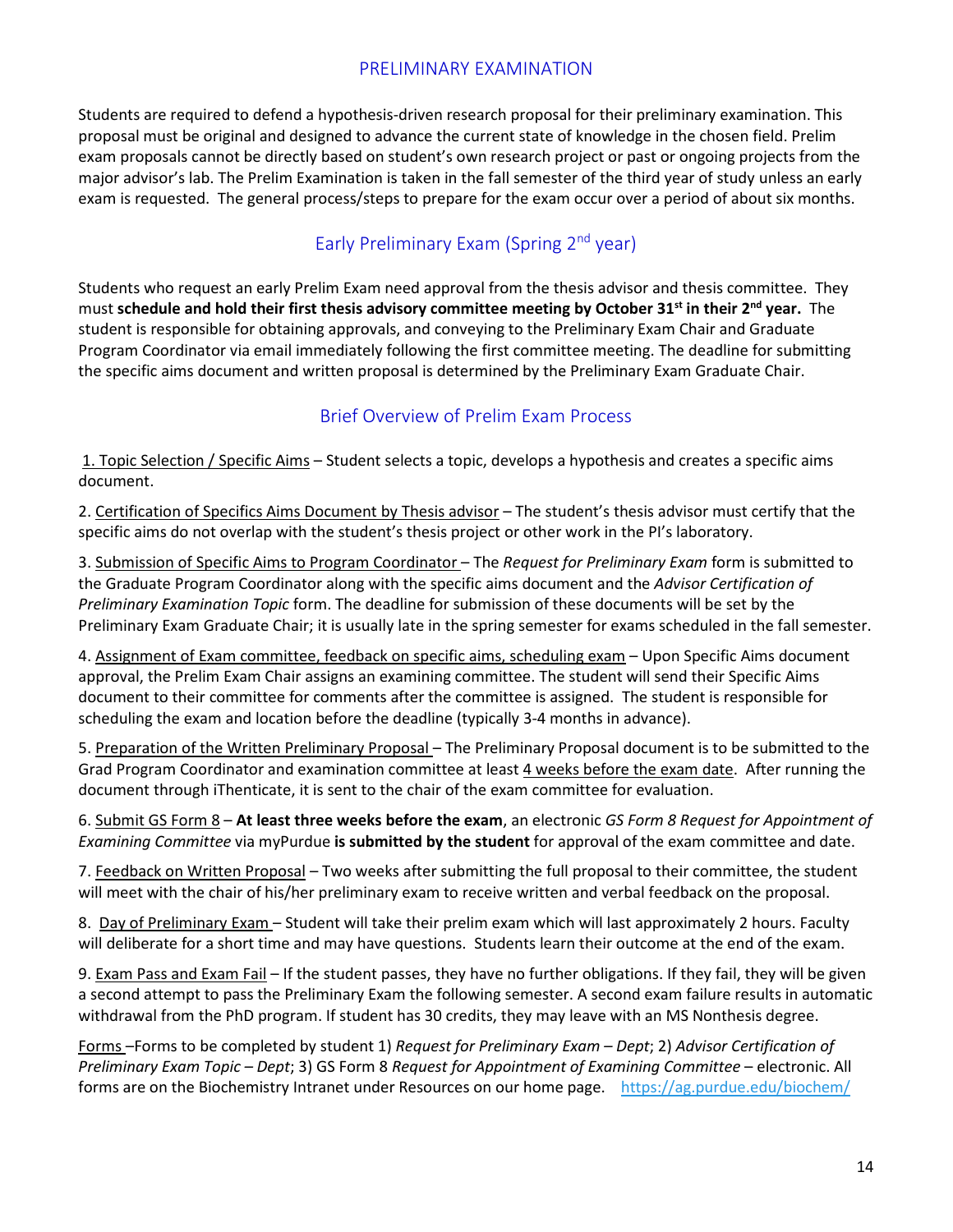## PRELIMINARY EXAMINATION

Students are required to defend a hypothesis-driven research proposal for their preliminary examination. This proposal must be original and designed to advance the current state of knowledge in the chosen field. Prelim exam proposals cannot be directly based on student's own research project or past or ongoing projects from the major advisor's lab. The Prelim Examination is taken in the fall semester of the third year of study unless an early exam is requested. The general process/steps to prepare for the exam occur over a period of about six months.

### Early Preliminary Exam (Spring 2nd year)

Students who request an early Prelim Exam need approval from the thesis advisor and thesis committee. They must **schedule and hold their first thesis advisory committee meeting by October 31st in their 2nd year.** The student is responsible for obtaining approvals, and conveying to the Preliminary Exam Chair and Graduate Program Coordinator via email immediately following the first committee meeting. The deadline for submitting the specific aims document and written proposal is determined by the Preliminary Exam Graduate Chair.

### Brief Overview of Prelim Exam Process

1. Topic Selection / Specific Aims – Student selects a topic, develops a hypothesis and creates a specific aims document.

2. Certification of Specifics Aims Document by Thesis advisor – The student's thesis advisor must certify that the specific aims do not overlap with the student's thesis project or other work in the PI's laboratory.

3. Submission of Specific Aims to Program Coordinator – The *Request for Preliminary Exam* form is submitted to the Graduate Program Coordinator along with the specific aims document and the *Advisor Certification of Preliminary Examination Topic* form. The deadline for submission of these documents will be set by the Preliminary Exam Graduate Chair; it is usually late in the spring semester for exams scheduled in the fall semester.

4. Assignment of Exam committee, feedback on specific aims, scheduling exam – Upon Specific Aims document approval, the Prelim Exam Chair assigns an examining committee. The student will send their Specific Aims document to their committee for comments after the committee is assigned. The student is responsible for scheduling the exam and location before the deadline (typically 3-4 months in advance).

5. Preparation of the Written Preliminary Proposal – The Preliminary Proposal document is to be submitted to the Grad Program Coordinator and examination committee at least 4 weeks before the exam date. After running the document through iThenticate, it is sent to the chair of the exam committee for evaluation.

6. Submit GS Form 8 – **At least three weeks before the exam**, an electronic *GS Form 8 Request for Appointment of Examining Committee* via myPurdue **is submitted by the student** for approval of the exam committee and date.

7. Feedback on Written Proposal – Two weeks after submitting the full proposal to their committee, the student will meet with the chair of his/her preliminary exam to receive written and verbal feedback on the proposal.

8. Day of Preliminary Exam – Student will take their prelim exam which will last approximately 2 hours. Faculty will deliberate for a short time and may have questions. Students learn their outcome at the end of the exam.

9. Exam Pass and Exam Fail – If the student passes, they have no further obligations. If they fail, they will be given a second attempt to pass the Preliminary Exam the following semester. A second exam failure results in automatic withdrawal from the PhD program. If student has 30 credits, they may leave with an MS Nonthesis degree.

Forms –Forms to be completed by student 1) *Request for Preliminary Exam – Dept*; 2) *Advisor Certification of Preliminary Exam Topic – Dept*; 3) GS Form 8 *Request for Appointment of Examining Committee* – electronic. All forms are on the Biochemistry Intranet under Resources on our home page. https://ag.purdue.edu/biochem/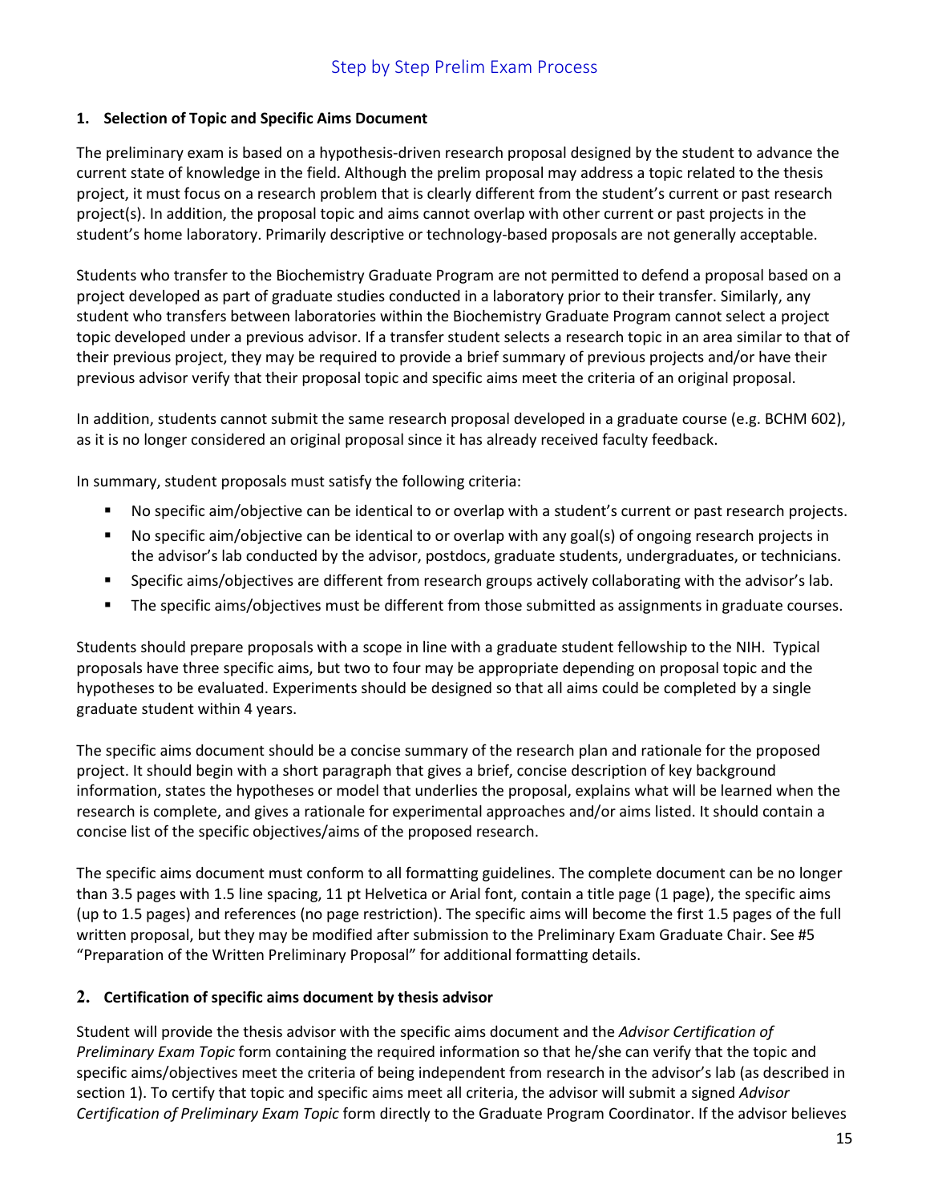## Step by Step Prelim Exam Process

### 1. Selection of Topic and Specific Aims Document

The preliminary exam is based on a hypothesis-driven research proposal designed by the student to advance the current state of knowledge in the field. Although the prelim proposal may address a topic related to the thesis project, it must focus on a research problem that is clearly different from the student's current or past research project(s). In addition, the proposal topic and aims cannot overlap with other current or past projects in the student's home laboratory. Primarily descriptive or technology-based proposals are not generally acceptable.

Students who transfer to the Biochemistry Graduate Program are not permitted to defend a proposal based on a project developed as part of graduate studies conducted in a laboratory prior to their transfer. Similarly, any student who transfers between laboratories within the Biochemistry Graduate Program cannot select a project topic developed under a previous advisor. If a transfer student selects a research topic in an area similar to that of their previous project, they may be required to provide a brief summary of previous projects and/or have their previous advisor verify that their proposal topic and specific aims meet the criteria of an original proposal.

In addition, students cannot submit the same research proposal developed in a graduate course (e.g. BCHM 602), as it is no longer considered an original proposal since it has already received faculty feedback.

In summary, student proposals must satisfy the following criteria:

- No specific aim/objective can be identical to or overlap with a student's current or past research projects.
- No specific aim/objective can be identical to or overlap with any goal(s) of ongoing research projects in the advisor's lab conducted by the advisor, postdocs, graduate students, undergraduates, or technicians.
- Specific aims/objectives are different from research groups actively collaborating with the advisor's lab.
- The specific aims/objectives must be different from those submitted as assignments in graduate courses.

Students should prepare proposals with a scope in line with a graduate student fellowship to the NIH. Typical proposals have three specific aims, but two to four may be appropriate depending on proposal topic and the hypotheses to be evaluated. Experiments should be designed so that all aims could be completed by a single graduate student within 4 years.

The specific aims document should be a concise summary of the research plan and rationale for the proposed project. It should begin with a short paragraph that gives a brief, concise description of key background information, states the hypotheses or model that underlies the proposal, explains what will be learned when the research is complete, and gives a rationale for experimental approaches and/or aims listed. It should contain a concise list of the specific objectives/aims of the proposed research.

The specific aims document must conform to all formatting guidelines. The complete document can be no longer than 3.5 pages with 1.5 line spacing, 11 pt Helvetica or Arial font, contain a title page (1 page), the specific aims (up to 1.5 pages) and references (no page restriction). The specific aims will become the first 1.5 pages of the full written proposal, but they may be modified after submission to the Preliminary Exam Graduate Chair. See #5 "Preparation of the Written Preliminary Proposal" for additional formatting details.

### 2. Certification of specific aims document by thesis advisor

Student will provide the thesis advisor with the specific aims document and the *Advisor Certification of Preliminary Exam Topic* form containing the required information so that he/she can verify that the topic and specific aims/objectives meet the criteria of being independent from research in the advisor's lab (as described in section 1). To certify that topic and specific aims meet all criteria, the advisor will submit a signed *Advisor Certification of Preliminary Exam Topic* form directly to the Graduate Program Coordinator. If the advisor believes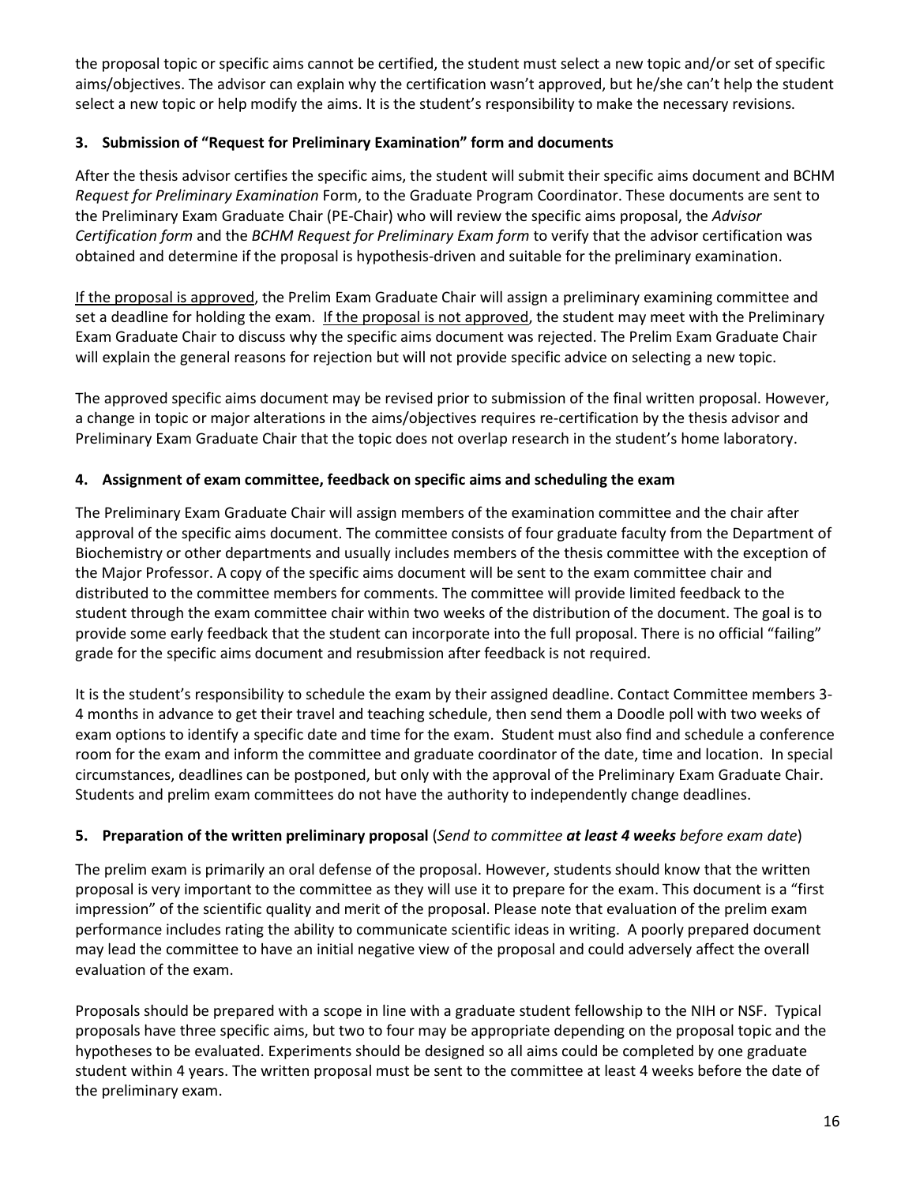the proposal topic or specific aims cannot be certified, the student must select a new topic and/or set of specific aims/objectives. The advisor can explain why the certification wasn't approved, but he/she can't help the student select a new topic or help modify the aims. It is the student's responsibility to make the necessary revisions.

### 3. Submission of "Request for Preliminary Examination" form and documents

After the thesis advisor certifies the specific aims, the student will submit their specific aims document and BCHM *Request for Preliminary Examination* Form, to the Graduate Program Coordinator. These documents are sent to the Preliminary Exam Graduate Chair (PE-Chair) who will review the specific aims proposal, the *Advisor Certification form* and the *BCHM Request for Preliminary Exam form* to verify that the advisor certification was obtained and determine if the proposal is hypothesis-driven and suitable for the preliminary examination.

<u>If the proposal is approved</u>, the Prelim Exam Graduate Chair will assign a preliminary examining committee and set a deadline for holding the exam. <u>If the proposal is not approved</u>, the student may meet with the Preliminary Exam Graduate Chair to discuss why the specific aims document was rejected. The Prelim Exam Graduate Chair will explain the general reasons for rejection but will not provide specific advice on selecting a new topic.

The approved specific aims document may be revised prior to submission of the final written proposal. However, a change in topic or major alterations in the aims/objectives requires re-certification by the thesis advisor and Preliminary Exam Graduate Chair that the topic does not overlap research in the student's home laboratory.

### 4. Assignment of exam committee, feedback on specific aims and scheduling the exam

The Preliminary Exam Graduate Chair will assign members of the examination committee and the chair after approval of the specific aims document. The committee consists of four graduate faculty from the Department of Biochemistry or other departments and usually includes members of the thesis committee with the exception of the Major Professor. A copy of the specific aims document will be sent to the exam committee chair and distributed to the committee members for comments. The committee will provide limited feedback to the student through the exam committee chair within two weeks of the distribution of the document. The goal is to provide some early feedback that the student can incorporate into the full proposal. There is no official "failing" grade for the specific aims document and resubmission after feedback is not required.

It is the student's responsibility to schedule the exam by their assigned deadline. Contact Committee members 3-4 months in advance to get their travel and teaching schedule, then send them a Doodle poll with two weeks of exam options to identify a specific date and time for the exam. Student must also find and schedule a conference room for the exam and inform the committee and graduate coordinator of the date, time and location. In special circumstances, deadlines can be postponed, but only with the approval of the Preliminary Exam Graduate Chair. Students and prelim exam committees do not have the authority to independently change deadlines.

### 5. Preparation of the written preliminary proposal (*Send to committee **at least 4 weeks** before exam date*)

The prelim exam is primarily an oral defense of the proposal. However, students should know that the written proposal is very important to the committee as they will use it to prepare for the exam. This document is a "first impression" of the scientific quality and merit of the proposal. Please note that evaluation of the prelim exam performance includes rating the ability to communicate scientific ideas in writing. A poorly prepared document may lead the committee to have an initial negative view of the proposal and could adversely affect the overall evaluation of the exam.

Proposals should be prepared with a scope in line with a graduate student fellowship to the NIH or NSF. Typical proposals have three specific aims, but two to four may be appropriate depending on the proposal topic and the hypotheses to be evaluated. Experiments should be designed so all aims could be completed by one graduate student within 4 years. The written proposal must be sent to the committee at least 4 weeks before the date of the preliminary exam.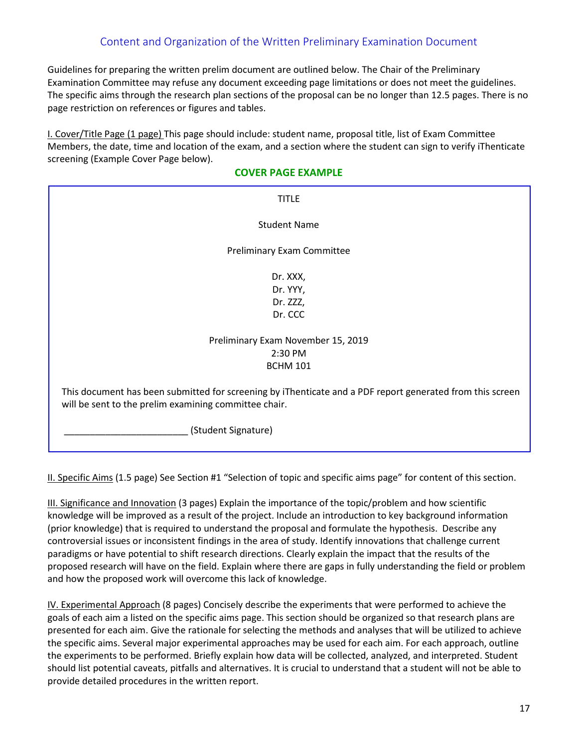## Content and Organization of the Written Preliminary Examination Document

Guidelines for preparing the written prelim document are outlined below. The Chair of the Preliminary Examination Committee may refuse any document exceeding page limitations or does not meet the guidelines. The specific aims through the research plan sections of the proposal can be no longer than 12.5 pages. There is no page restriction on references or figures and tables.

I. Cover/Title Page (1 page) This page should include: student name, proposal title, list of Exam Committee Members, the date, time and location of the exam, and a section where the student can sign to verify iThenticate screening (Example Cover Page below).

**COVER PAGE EXAMPLE**

> TITLE
>
> Student Name
>
> Preliminary Exam Committee
>
> Dr. XXX,
> Dr. YYY,
> Dr. ZZZ,
> Dr. CCC
>
> Preliminary Exam November 15, 2019
> 2:30 PM
> BCHM 101
>
> This document has been submitted for screening by iThenticate and a PDF report generated from this screen will be sent to the prelim examining committee chair.
>
> ________________________ (Student Signature)

II. Specific Aims (1.5 page) See Section #1 "Selection of topic and specific aims page" for content of this section.

III. Significance and Innovation (3 pages) Explain the importance of the topic/problem and how scientific knowledge will be improved as a result of the project. Include an introduction to key background information (prior knowledge) that is required to understand the proposal and formulate the hypothesis. Describe any controversial issues or inconsistent findings in the area of study. Identify innovations that challenge current paradigms or have potential to shift research directions. Clearly explain the impact that the results of the proposed research will have on the field. Explain where there are gaps in fully understanding the field or problem and how the proposed work will overcome this lack of knowledge.

IV. Experimental Approach (8 pages) Concisely describe the experiments that were performed to achieve the goals of each aim a listed on the specific aims page. This section should be organized so that research plans are presented for each aim. Give the rationale for selecting the methods and analyses that will be utilized to achieve the specific aims. Several major experimental approaches may be used for each aim. For each approach, outline the experiments to be performed. Briefly explain how data will be collected, analyzed, and interpreted. Student should list potential caveats, pitfalls and alternatives. It is crucial to understand that a student will not be able to provide detailed procedures in the written report.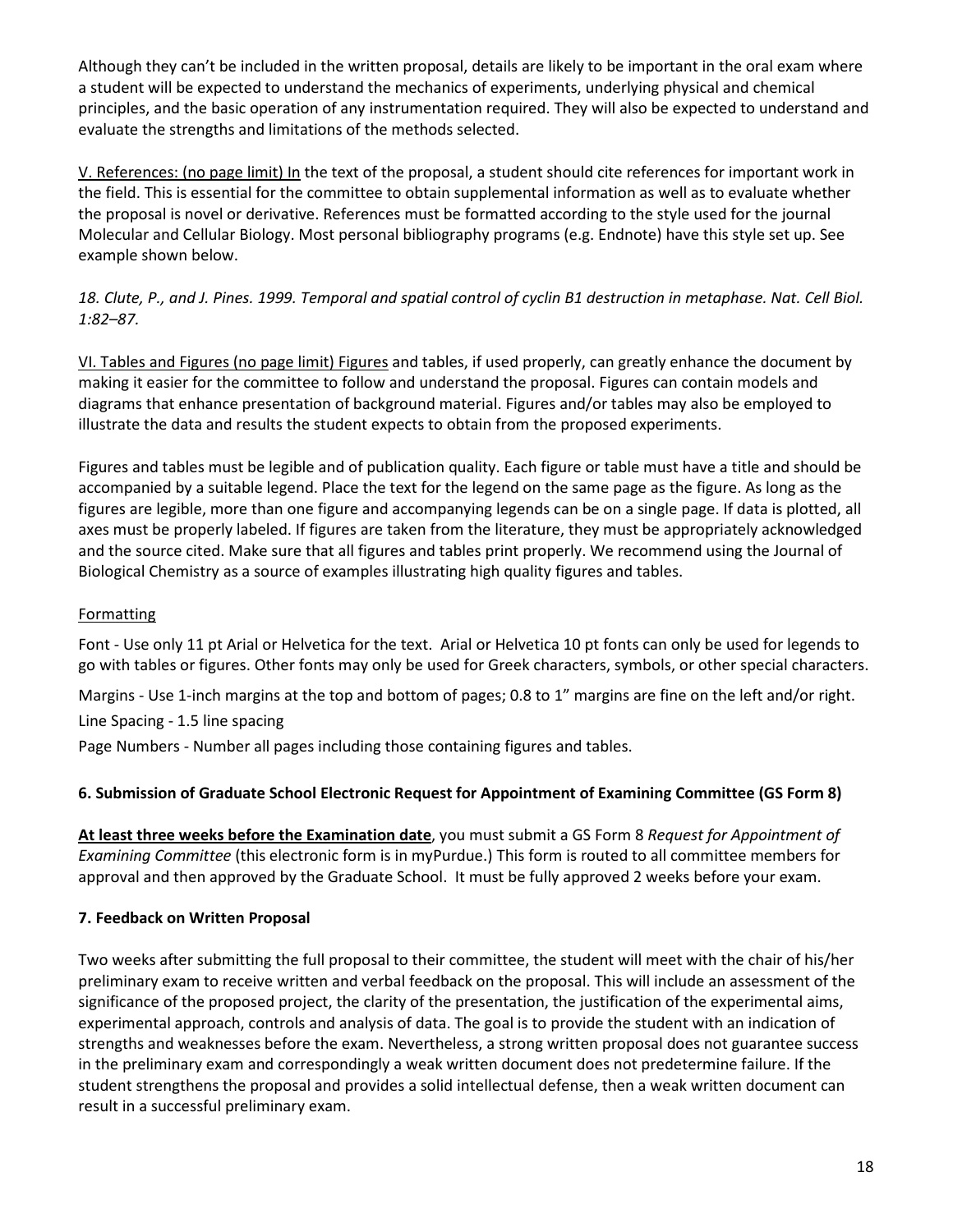Although they can't be included in the written proposal, details are likely to be important in the oral exam where a student will be expected to understand the mechanics of experiments, underlying physical and chemical principles, and the basic operation of any instrumentation required. They will also be expected to understand and evaluate the strengths and limitations of the methods selected.

<u>V. References: (no page limit) In</u> the text of the proposal, a student should cite references for important work in the field. This is essential for the committee to obtain supplemental information as well as to evaluate whether the proposal is novel or derivative. References must be formatted according to the style used for the journal Molecular and Cellular Biology. Most personal bibliography programs (e.g. Endnote) have this style set up. See example shown below.

*18. Clute, P., and J. Pines. 1999. Temporal and spatial control of cyclin B1 destruction in metaphase. Nat. Cell Biol. 1:82–87.*

<u>VI. Tables and Figures (no page limit) Figures</u> and tables, if used properly, can greatly enhance the document by making it easier for the committee to follow and understand the proposal. Figures can contain models and diagrams that enhance presentation of background material. Figures and/or tables may also be employed to illustrate the data and results the student expects to obtain from the proposed experiments.

Figures and tables must be legible and of publication quality. Each figure or table must have a title and should be accompanied by a suitable legend. Place the text for the legend on the same page as the figure. As long as the figures are legible, more than one figure and accompanying legends can be on a single page. If data is plotted, all axes must be properly labeled. If figures are taken from the literature, they must be appropriately acknowledged and the source cited. Make sure that all figures and tables print properly. We recommend using the Journal of Biological Chemistry as a source of examples illustrating high quality figures and tables.

<u>Formatting</u>

Font - Use only 11 pt Arial or Helvetica for the text. Arial or Helvetica 10 pt fonts can only be used for legends to go with tables or figures. Other fonts may only be used for Greek characters, symbols, or other special characters.

Margins - Use 1-inch margins at the top and bottom of pages; 0.8 to 1" margins are fine on the left and/or right.

Line Spacing - 1.5 line spacing

Page Numbers - Number all pages including those containing figures and tables.

### 6. Submission of Graduate School Electronic Request for Appointment of Examining Committee (GS Form 8)

**<u>At least three weeks before the Examination date</u>**, you must submit a GS Form 8 *Request for Appointment of Examining Committee* (this electronic form is in myPurdue.) This form is routed to all committee members for approval and then approved by the Graduate School. It must be fully approved 2 weeks before your exam.

### 7. Feedback on Written Proposal

Two weeks after submitting the full proposal to their committee, the student will meet with the chair of his/her preliminary exam to receive written and verbal feedback on the proposal. This will include an assessment of the significance of the proposed project, the clarity of the presentation, the justification of the experimental aims, experimental approach, controls and analysis of data. The goal is to provide the student with an indication of strengths and weaknesses before the exam. Nevertheless, a strong written proposal does not guarantee success in the preliminary exam and correspondingly a weak written document does not predetermine failure. If the student strengthens the proposal and provides a solid intellectual defense, then a weak written document can result in a successful preliminary exam.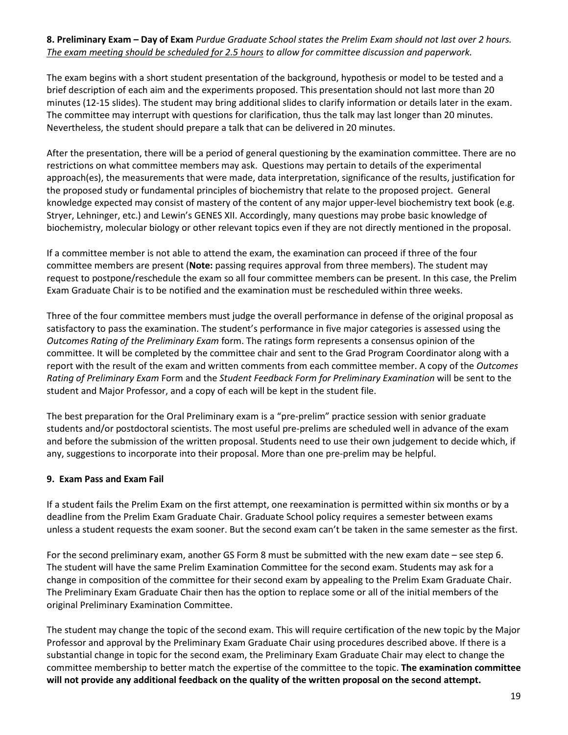**8. Preliminary Exam – Day of Exam** *Purdue Graduate School states the Prelim Exam should not last over 2 hours. The exam meeting should be scheduled for 2.5 hours to allow for committee discussion and paperwork.*

The exam begins with a short student presentation of the background, hypothesis or model to be tested and a brief description of each aim and the experiments proposed. This presentation should not last more than 20 minutes (12-15 slides). The student may bring additional slides to clarify information or details later in the exam. The committee may interrupt with questions for clarification, thus the talk may last longer than 20 minutes. Nevertheless, the student should prepare a talk that can be delivered in 20 minutes.

After the presentation, there will be a period of general questioning by the examination committee. There are no restrictions on what committee members may ask. Questions may pertain to details of the experimental approach(es), the measurements that were made, data interpretation, significance of the results, justification for the proposed study or fundamental principles of biochemistry that relate to the proposed project. General knowledge expected may consist of mastery of the content of any major upper-level biochemistry text book (e.g. Stryer, Lehninger, etc.) and Lewin's GENES XII. Accordingly, many questions may probe basic knowledge of biochemistry, molecular biology or other relevant topics even if they are not directly mentioned in the proposal.

If a committee member is not able to attend the exam, the examination can proceed if three of the four committee members are present (**Note:** passing requires approval from three members). The student may request to postpone/reschedule the exam so all four committee members can be present. In this case, the Prelim Exam Graduate Chair is to be notified and the examination must be rescheduled within three weeks.

Three of the four committee members must judge the overall performance in defense of the original proposal as satisfactory to pass the examination. The student's performance in five major categories is assessed using the *Outcomes Rating of the Preliminary Exam* form. The ratings form represents a consensus opinion of the committee. It will be completed by the committee chair and sent to the Grad Program Coordinator along with a report with the result of the exam and written comments from each committee member. A copy of the *Outcomes Rating of Preliminary Exam* Form and the *Student Feedback Form for Preliminary Examination* will be sent to the student and Major Professor, and a copy of each will be kept in the student file.

The best preparation for the Oral Preliminary exam is a "pre-prelim" practice session with senior graduate students and/or postdoctoral scientists. The most useful pre-prelims are scheduled well in advance of the exam and before the submission of the written proposal. Students need to use their own judgement to decide which, if any, suggestions to incorporate into their proposal. More than one pre-prelim may be helpful.

**9. Exam Pass and Exam Fail**

If a student fails the Prelim Exam on the first attempt, one reexamination is permitted within six months or by a deadline from the Prelim Exam Graduate Chair. Graduate School policy requires a semester between exams unless a student requests the exam sooner. But the second exam can't be taken in the same semester as the first.

For the second preliminary exam, another GS Form 8 must be submitted with the new exam date – see step 6. The student will have the same Prelim Examination Committee for the second exam. Students may ask for a change in composition of the committee for their second exam by appealing to the Prelim Exam Graduate Chair. The Preliminary Exam Graduate Chair then has the option to replace some or all of the initial members of the original Preliminary Examination Committee.

The student may change the topic of the second exam. This will require certification of the new topic by the Major Professor and approval by the Preliminary Exam Graduate Chair using procedures described above. If there is a substantial change in topic for the second exam, the Preliminary Exam Graduate Chair may elect to change the committee membership to better match the expertise of the committee to the topic. **The examination committee will not provide any additional feedback on the quality of the written proposal on the second attempt.**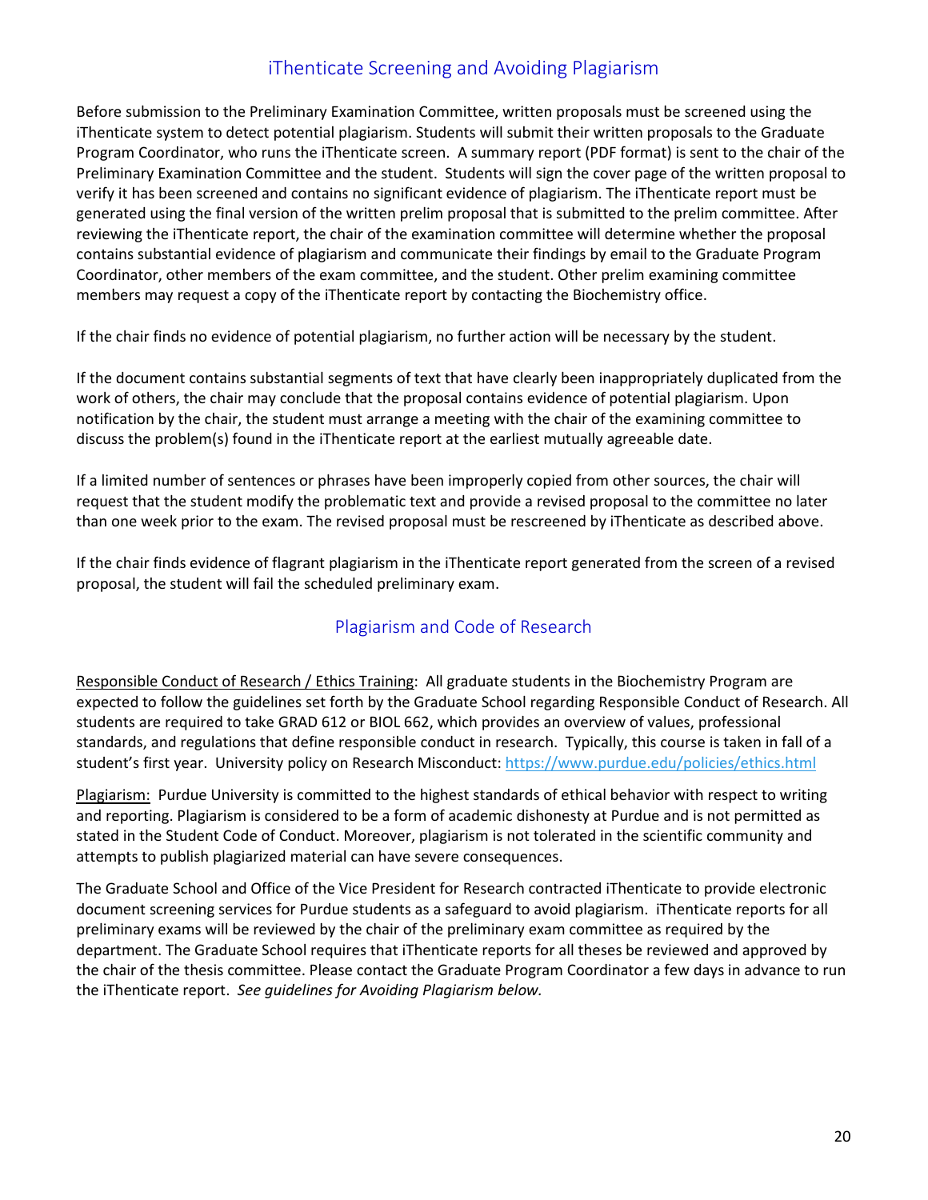## iThenticate Screening and Avoiding Plagiarism

Before submission to the Preliminary Examination Committee, written proposals must be screened using the iThenticate system to detect potential plagiarism. Students will submit their written proposals to the Graduate Program Coordinator, who runs the iThenticate screen. A summary report (PDF format) is sent to the chair of the Preliminary Examination Committee and the student. Students will sign the cover page of the written proposal to verify it has been screened and contains no significant evidence of plagiarism. The iThenticate report must be generated using the final version of the written prelim proposal that is submitted to the prelim committee. After reviewing the iThenticate report, the chair of the examination committee will determine whether the proposal contains substantial evidence of plagiarism and communicate their findings by email to the Graduate Program Coordinator, other members of the exam committee, and the student. Other prelim examining committee members may request a copy of the iThenticate report by contacting the Biochemistry office.

If the chair finds no evidence of potential plagiarism, no further action will be necessary by the student.

If the document contains substantial segments of text that have clearly been inappropriately duplicated from the work of others, the chair may conclude that the proposal contains evidence of potential plagiarism. Upon notification by the chair, the student must arrange a meeting with the chair of the examining committee to discuss the problem(s) found in the iThenticate report at the earliest mutually agreeable date.

If a limited number of sentences or phrases have been improperly copied from other sources, the chair will request that the student modify the problematic text and provide a revised proposal to the committee no later than one week prior to the exam. The revised proposal must be rescreened by iThenticate as described above.

If the chair finds evidence of flagrant plagiarism in the iThenticate report generated from the screen of a revised proposal, the student will fail the scheduled preliminary exam.

## Plagiarism and Code of Research

Responsible Conduct of Research / Ethics Training: All graduate students in the Biochemistry Program are expected to follow the guidelines set forth by the Graduate School regarding Responsible Conduct of Research. All students are required to take GRAD 612 or BIOL 662, which provides an overview of values, professional standards, and regulations that define responsible conduct in research. Typically, this course is taken in fall of a student's first year. University policy on Research Misconduct: https://www.purdue.edu/policies/ethics.html

Plagiarism: Purdue University is committed to the highest standards of ethical behavior with respect to writing and reporting. Plagiarism is considered to be a form of academic dishonesty at Purdue and is not permitted as stated in the Student Code of Conduct. Moreover, plagiarism is not tolerated in the scientific community and attempts to publish plagiarized material can have severe consequences.

The Graduate School and Office of the Vice President for Research contracted iThenticate to provide electronic document screening services for Purdue students as a safeguard to avoid plagiarism. iThenticate reports for all preliminary exams will be reviewed by the chair of the preliminary exam committee as required by the department. The Graduate School requires that iThenticate reports for all theses be reviewed and approved by the chair of the thesis committee. Please contact the Graduate Program Coordinator a few days in advance to run the iThenticate report. *See guidelines for Avoiding Plagiarism below.*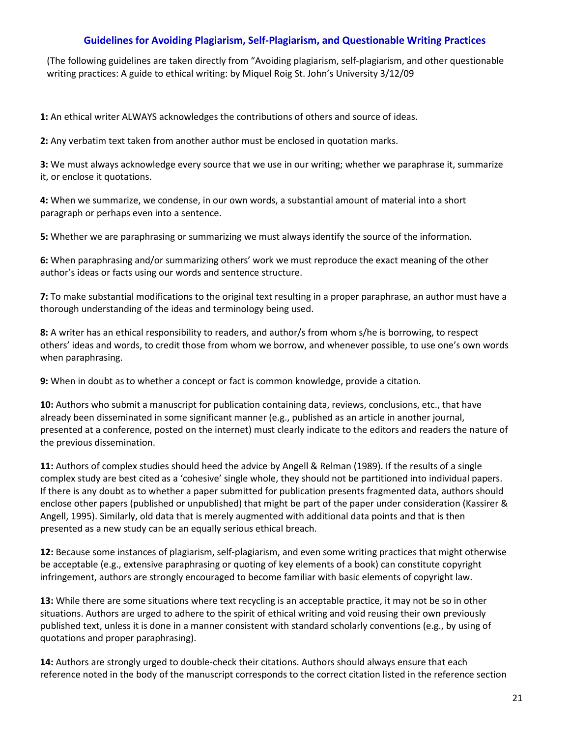## Guidelines for Avoiding Plagiarism, Self-Plagiarism, and Questionable Writing Practices

(The following guidelines are taken directly from "Avoiding plagiarism, self-plagiarism, and other questionable writing practices: A guide to ethical writing: by Miquel Roig St. John's University 3/12/09

**1:** An ethical writer ALWAYS acknowledges the contributions of others and source of ideas.

**2:** Any verbatim text taken from another author must be enclosed in quotation marks.

**3:** We must always acknowledge every source that we use in our writing; whether we paraphrase it, summarize it, or enclose it quotations.

**4:** When we summarize, we condense, in our own words, a substantial amount of material into a short paragraph or perhaps even into a sentence.

**5:** Whether we are paraphrasing or summarizing we must always identify the source of the information.

**6:** When paraphrasing and/or summarizing others' work we must reproduce the exact meaning of the other author's ideas or facts using our words and sentence structure.

**7:** To make substantial modifications to the original text resulting in a proper paraphrase, an author must have a thorough understanding of the ideas and terminology being used.

**8:** A writer has an ethical responsibility to readers, and author/s from whom s/he is borrowing, to respect others' ideas and words, to credit those from whom we borrow, and whenever possible, to use one's own words when paraphrasing.

**9:** When in doubt as to whether a concept or fact is common knowledge, provide a citation.

**10:** Authors who submit a manuscript for publication containing data, reviews, conclusions, etc., that have already been disseminated in some significant manner (e.g., published as an article in another journal, presented at a conference, posted on the internet) must clearly indicate to the editors and readers the nature of the previous dissemination.

**11:** Authors of complex studies should heed the advice by Angell & Relman (1989). If the results of a single complex study are best cited as a 'cohesive' single whole, they should not be partitioned into individual papers. If there is any doubt as to whether a paper submitted for publication presents fragmented data, authors should enclose other papers (published or unpublished) that might be part of the paper under consideration (Kassirer & Angell, 1995). Similarly, old data that is merely augmented with additional data points and that is then presented as a new study can be an equally serious ethical breach.

**12:** Because some instances of plagiarism, self-plagiarism, and even some writing practices that might otherwise be acceptable (e.g., extensive paraphrasing or quoting of key elements of a book) can constitute copyright infringement, authors are strongly encouraged to become familiar with basic elements of copyright law.

**13:** While there are some situations where text recycling is an acceptable practice, it may not be so in other situations. Authors are urged to adhere to the spirit of ethical writing and void reusing their own previously published text, unless it is done in a manner consistent with standard scholarly conventions (e.g., by using of quotations and proper paraphrasing).

**14:** Authors are strongly urged to double-check their citations. Authors should always ensure that each reference noted in the body of the manuscript corresponds to the correct citation listed in the reference section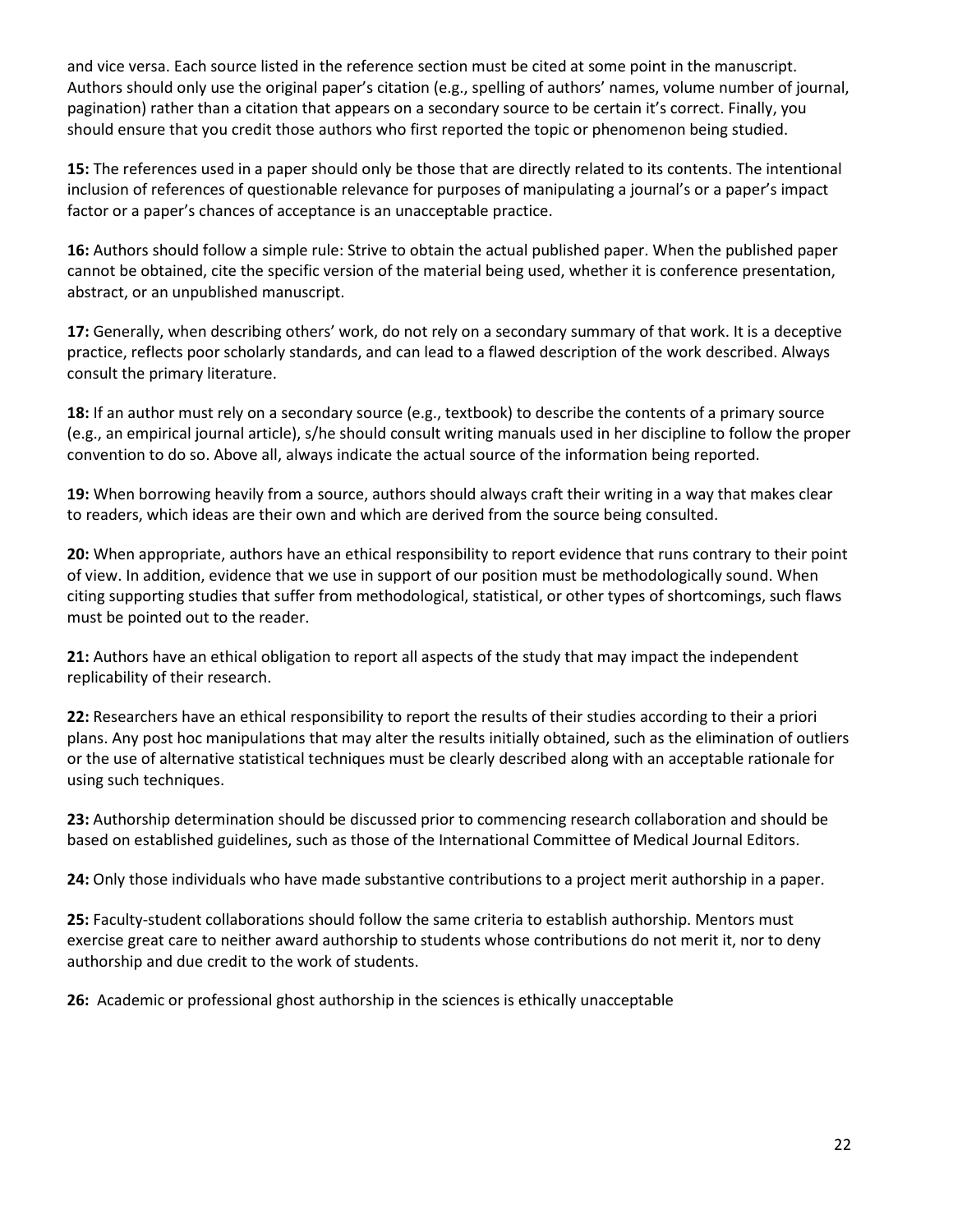and vice versa. Each source listed in the reference section must be cited at some point in the manuscript. Authors should only use the original paper's citation (e.g., spelling of authors' names, volume number of journal, pagination) rather than a citation that appears on a secondary source to be certain it's correct. Finally, you should ensure that you credit those authors who first reported the topic or phenomenon being studied.

**15:** The references used in a paper should only be those that are directly related to its contents. The intentional inclusion of references of questionable relevance for purposes of manipulating a journal's or a paper's impact factor or a paper's chances of acceptance is an unacceptable practice.

**16:** Authors should follow a simple rule: Strive to obtain the actual published paper. When the published paper cannot be obtained, cite the specific version of the material being used, whether it is conference presentation, abstract, or an unpublished manuscript.

**17:** Generally, when describing others' work, do not rely on a secondary summary of that work. It is a deceptive practice, reflects poor scholarly standards, and can lead to a flawed description of the work described. Always consult the primary literature.

**18:** If an author must rely on a secondary source (e.g., textbook) to describe the contents of a primary source (e.g., an empirical journal article), s/he should consult writing manuals used in her discipline to follow the proper convention to do so. Above all, always indicate the actual source of the information being reported.

**19:** When borrowing heavily from a source, authors should always craft their writing in a way that makes clear to readers, which ideas are their own and which are derived from the source being consulted.

**20:** When appropriate, authors have an ethical responsibility to report evidence that runs contrary to their point of view. In addition, evidence that we use in support of our position must be methodologically sound. When citing supporting studies that suffer from methodological, statistical, or other types of shortcomings, such flaws must be pointed out to the reader.

**21:** Authors have an ethical obligation to report all aspects of the study that may impact the independent replicability of their research.

**22:** Researchers have an ethical responsibility to report the results of their studies according to their a priori plans. Any post hoc manipulations that may alter the results initially obtained, such as the elimination of outliers or the use of alternative statistical techniques must be clearly described along with an acceptable rationale for using such techniques.

**23:** Authorship determination should be discussed prior to commencing research collaboration and should be based on established guidelines, such as those of the International Committee of Medical Journal Editors.

**24:** Only those individuals who have made substantive contributions to a project merit authorship in a paper.

**25:** Faculty-student collaborations should follow the same criteria to establish authorship. Mentors must exercise great care to neither award authorship to students whose contributions do not merit it, nor to deny authorship and due credit to the work of students.

**26:** Academic or professional ghost authorship in the sciences is ethically unacceptable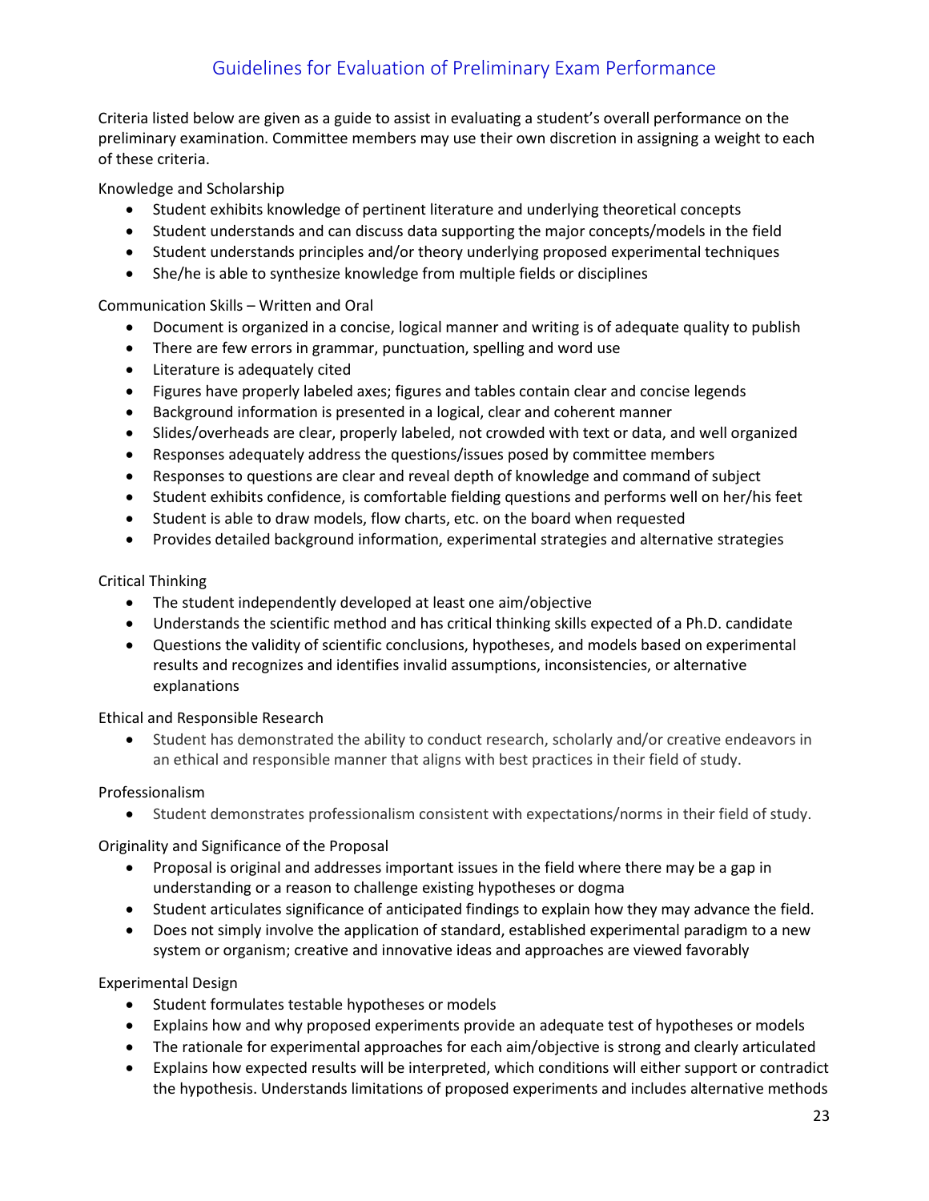## Guidelines for Evaluation of Preliminary Exam Performance

Criteria listed below are given as a guide to assist in evaluating a student's overall performance on the preliminary examination. Committee members may use their own discretion in assigning a weight to each of these criteria.

Knowledge and Scholarship

- Student exhibits knowledge of pertinent literature and underlying theoretical concepts
- Student understands and can discuss data supporting the major concepts/models in the field
- Student understands principles and/or theory underlying proposed experimental techniques
- She/he is able to synthesize knowledge from multiple fields or disciplines

Communication Skills – Written and Oral

- Document is organized in a concise, logical manner and writing is of adequate quality to publish
- There are few errors in grammar, punctuation, spelling and word use
- Literature is adequately cited
- Figures have properly labeled axes; figures and tables contain clear and concise legends
- Background information is presented in a logical, clear and coherent manner
- Slides/overheads are clear, properly labeled, not crowded with text or data, and well organized
- Responses adequately address the questions/issues posed by committee members
- Responses to questions are clear and reveal depth of knowledge and command of subject
- Student exhibits confidence, is comfortable fielding questions and performs well on her/his feet
- Student is able to draw models, flow charts, etc. on the board when requested
- Provides detailed background information, experimental strategies and alternative strategies

Critical Thinking

- The student independently developed at least one aim/objective
- Understands the scientific method and has critical thinking skills expected of a Ph.D. candidate
- Questions the validity of scientific conclusions, hypotheses, and models based on experimental results and recognizes and identifies invalid assumptions, inconsistencies, or alternative explanations

Ethical and Responsible Research

- Student has demonstrated the ability to conduct research, scholarly and/or creative endeavors in an ethical and responsible manner that aligns with best practices in their field of study.

Professionalism

- Student demonstrates professionalism consistent with expectations/norms in their field of study.

Originality and Significance of the Proposal

- Proposal is original and addresses important issues in the field where there may be a gap in understanding or a reason to challenge existing hypotheses or dogma
- Student articulates significance of anticipated findings to explain how they may advance the field.
- Does not simply involve the application of standard, established experimental paradigm to a new system or organism; creative and innovative ideas and approaches are viewed favorably

Experimental Design

- Student formulates testable hypotheses or models
- Explains how and why proposed experiments provide an adequate test of hypotheses or models
- The rationale for experimental approaches for each aim/objective is strong and clearly articulated
- Explains how expected results will be interpreted, which conditions will either support or contradict the hypothesis. Understands limitations of proposed experiments and includes alternative methods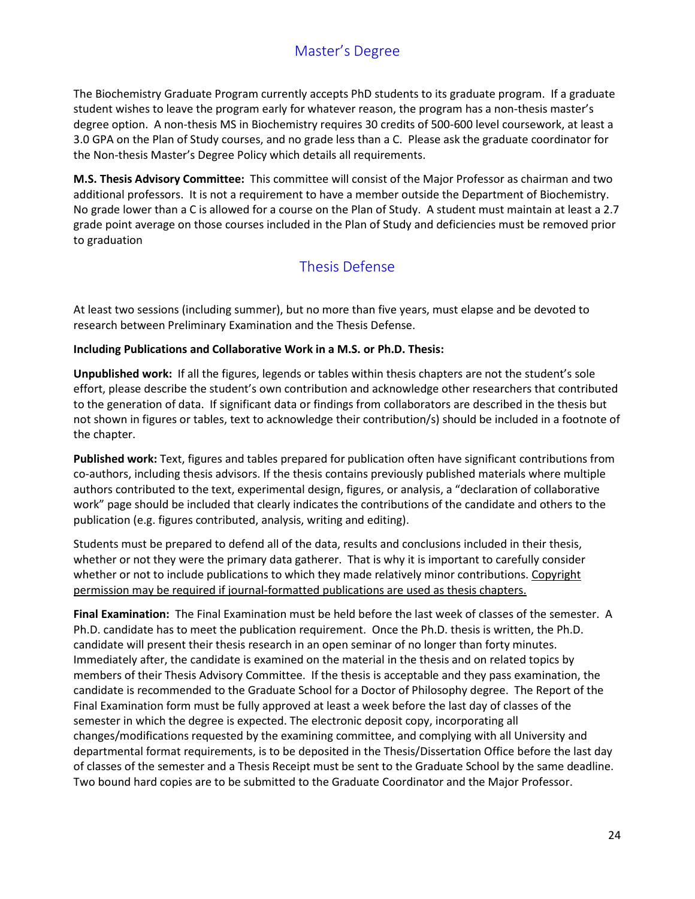## Master's Degree

The Biochemistry Graduate Program currently accepts PhD students to its graduate program. If a graduate student wishes to leave the program early for whatever reason, the program has a non-thesis master's degree option. A non-thesis MS in Biochemistry requires 30 credits of 500-600 level coursework, at least a 3.0 GPA on the Plan of Study courses, and no grade less than a C. Please ask the graduate coordinator for the Non-thesis Master's Degree Policy which details all requirements.

**M.S. Thesis Advisory Committee:** This committee will consist of the Major Professor as chairman and two additional professors. It is not a requirement to have a member outside the Department of Biochemistry. No grade lower than a C is allowed for a course on the Plan of Study. A student must maintain at least a 2.7 grade point average on those courses included in the Plan of Study and deficiencies must be removed prior to graduation

## Thesis Defense

At least two sessions (including summer), but no more than five years, must elapse and be devoted to research between Preliminary Examination and the Thesis Defense.

**Including Publications and Collaborative Work in a M.S. or Ph.D. Thesis:**

**Unpublished work:** If all the figures, legends or tables within thesis chapters are not the student's sole effort, please describe the student's own contribution and acknowledge other researchers that contributed to the generation of data. If significant data or findings from collaborators are described in the thesis but not shown in figures or tables, text to acknowledge their contribution/s) should be included in a footnote of the chapter.

**Published work:** Text, figures and tables prepared for publication often have significant contributions from co-authors, including thesis advisors. If the thesis contains previously published materials where multiple authors contributed to the text, experimental design, figures, or analysis, a "declaration of collaborative work" page should be included that clearly indicates the contributions of the candidate and others to the publication (e.g. figures contributed, analysis, writing and editing).

Students must be prepared to defend all of the data, results and conclusions included in their thesis, whether or not they were the primary data gatherer. That is why it is important to carefully consider whether or not to include publications to which they made relatively minor contributions. <u>Copyright permission may be required if journal-formatted publications are used as thesis chapters.</u>

**Final Examination:** The Final Examination must be held before the last week of classes of the semester. A Ph.D. candidate has to meet the publication requirement. Once the Ph.D. thesis is written, the Ph.D. candidate will present their thesis research in an open seminar of no longer than forty minutes. Immediately after, the candidate is examined on the material in the thesis and on related topics by members of their Thesis Advisory Committee. If the thesis is acceptable and they pass examination, the candidate is recommended to the Graduate School for a Doctor of Philosophy degree. The Report of the Final Examination form must be fully approved at least a week before the last day of classes of the semester in which the degree is expected. The electronic deposit copy, incorporating all changes/modifications requested by the examining committee, and complying with all University and departmental format requirements, is to be deposited in the Thesis/Dissertation Office before the last day of classes of the semester and a Thesis Receipt must be sent to the Graduate School by the same deadline. Two bound hard copies are to be submitted to the Graduate Coordinator and the Major Professor.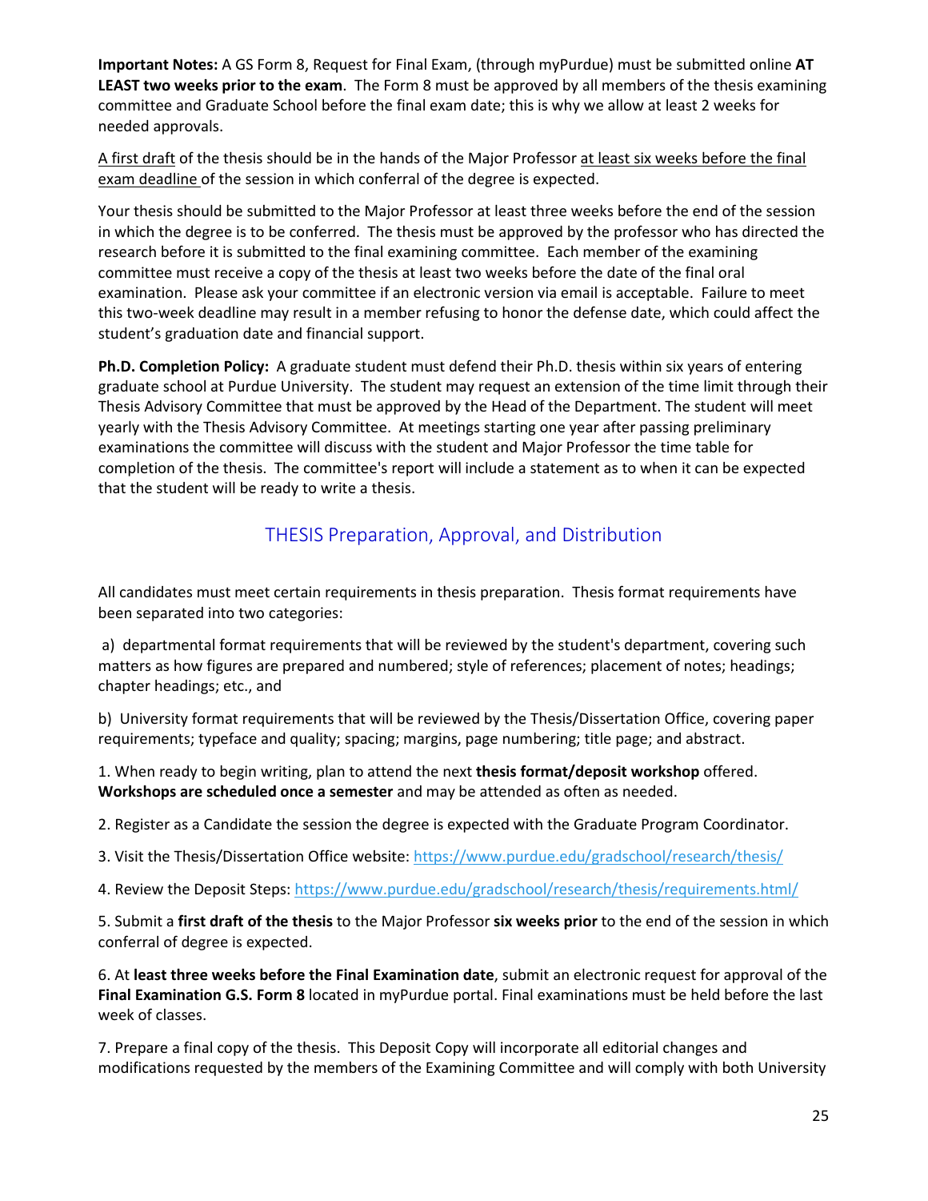**Important Notes:** A GS Form 8, Request for Final Exam, (through myPurdue) must be submitted online **AT LEAST two weeks prior to the exam**. The Form 8 must be approved by all members of the thesis examining committee and Graduate School before the final exam date; this is why we allow at least 2 weeks for needed approvals.

A first draft of the thesis should be in the hands of the Major Professor at least six weeks before the final exam deadline of the session in which conferral of the degree is expected.

Your thesis should be submitted to the Major Professor at least three weeks before the end of the session in which the degree is to be conferred. The thesis must be approved by the professor who has directed the research before it is submitted to the final examining committee. Each member of the examining committee must receive a copy of the thesis at least two weeks before the date of the final oral examination. Please ask your committee if an electronic version via email is acceptable. Failure to meet this two-week deadline may result in a member refusing to honor the defense date, which could affect the student's graduation date and financial support.

**Ph.D. Completion Policy:** A graduate student must defend their Ph.D. thesis within six years of entering graduate school at Purdue University. The student may request an extension of the time limit through their Thesis Advisory Committee that must be approved by the Head of the Department. The student will meet yearly with the Thesis Advisory Committee. At meetings starting one year after passing preliminary examinations the committee will discuss with the student and Major Professor the time table for completion of the thesis. The committee's report will include a statement as to when it can be expected that the student will be ready to write a thesis.

## THESIS Preparation, Approval, and Distribution

All candidates must meet certain requirements in thesis preparation. Thesis format requirements have been separated into two categories:

a) departmental format requirements that will be reviewed by the student's department, covering such matters as how figures are prepared and numbered; style of references; placement of notes; headings; chapter headings; etc., and

b) University format requirements that will be reviewed by the Thesis/Dissertation Office, covering paper requirements; typeface and quality; spacing; margins, page numbering; title page; and abstract.

1. When ready to begin writing, plan to attend the next **thesis format/deposit workshop** offered. **Workshops are scheduled once a semester** and may be attended as often as needed.

2. Register as a Candidate the session the degree is expected with the Graduate Program Coordinator.

3. Visit the Thesis/Dissertation Office website: https://www.purdue.edu/gradschool/research/thesis/

4. Review the Deposit Steps: https://www.purdue.edu/gradschool/research/thesis/requirements.html/

5. Submit a **first draft of the thesis** to the Major Professor **six weeks prior** to the end of the session in which conferral of degree is expected.

6. At **least three weeks before the Final Examination date**, submit an electronic request for approval of the **Final Examination G.S. Form 8** located in myPurdue portal. Final examinations must be held before the last week of classes.

7. Prepare a final copy of the thesis. This Deposit Copy will incorporate all editorial changes and modifications requested by the members of the Examining Committee and will comply with both University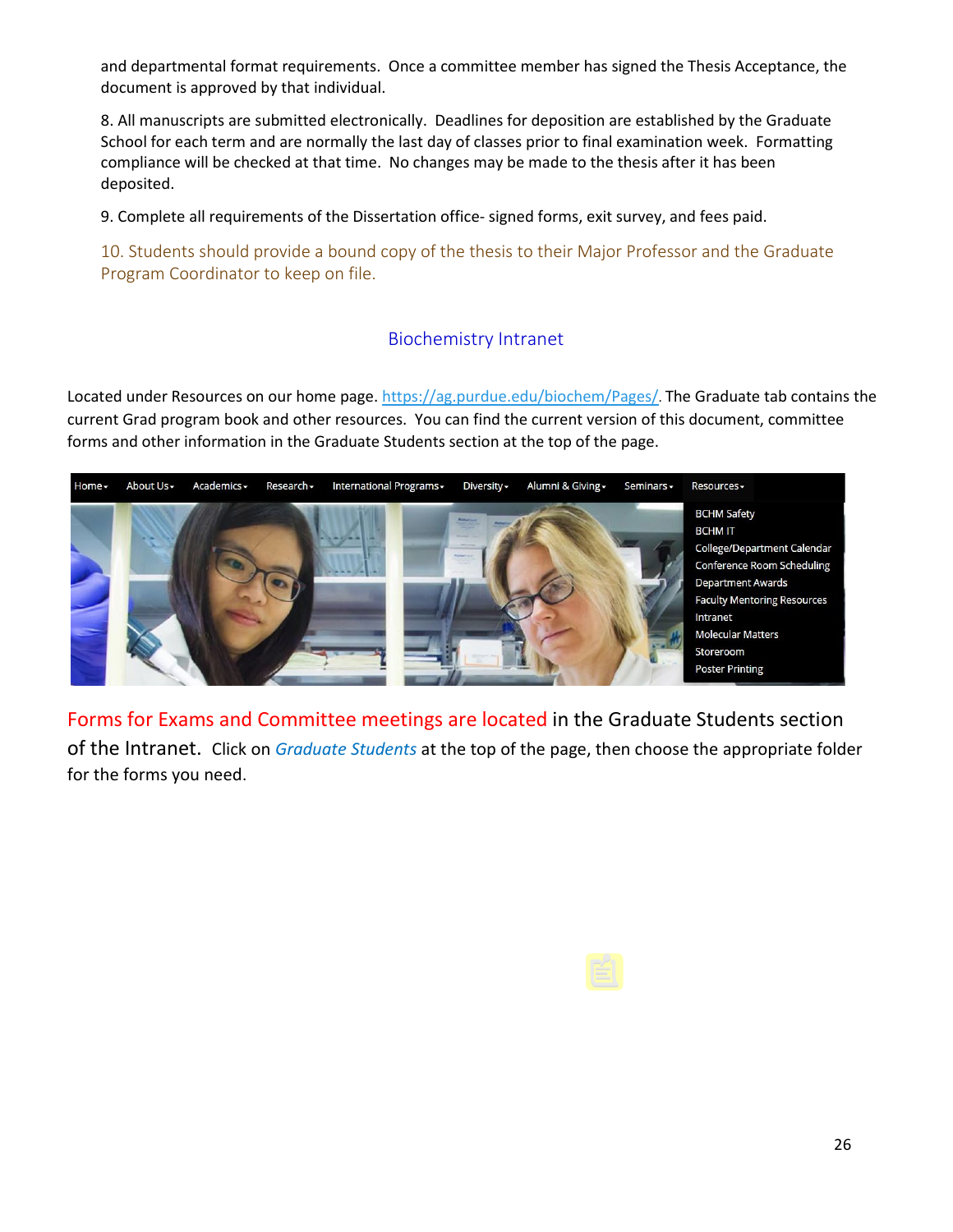and departmental format requirements. Once a committee member has signed the Thesis Acceptance, the document is approved by that individual.

8. All manuscripts are submitted electronically. Deadlines for deposition are established by the Graduate School for each term and are normally the last day of classes prior to final examination week. Formatting compliance will be checked at that time. No changes may be made to the thesis after it has been deposited.

9. Complete all requirements of the Dissertation office- signed forms, exit survey, and fees paid.

10. Students should provide a bound copy of the thesis to their Major Professor and the Graduate Program Coordinator to keep on file.

## Biochemistry Intranet

Located under Resources on our home page. https://ag.purdue.edu/biochem/Pages/. The Graduate tab contains the current Grad program book and other resources. You can find the current version of this document, committee forms and other information in the Graduate Students section at the top of the page.

Home▾ About Us▾ Academics▾ Research▾ International Programs▾ Diversity▾ Alumni & Giving▾ Seminars▾ Resources▾

- BCHM Safety
- BCHM IT
- College/Department Calendar
- Conference Room Scheduling
- Department Awards
- Faculty Mentoring Resources
- Intranet
- Molecular Matters
- Storeroom
- Poster Printing

Forms for Exams and Committee meetings are located in the Graduate Students section of the Intranet. Click on *Graduate Students* at the top of the page, then choose the appropriate folder for the forms you need.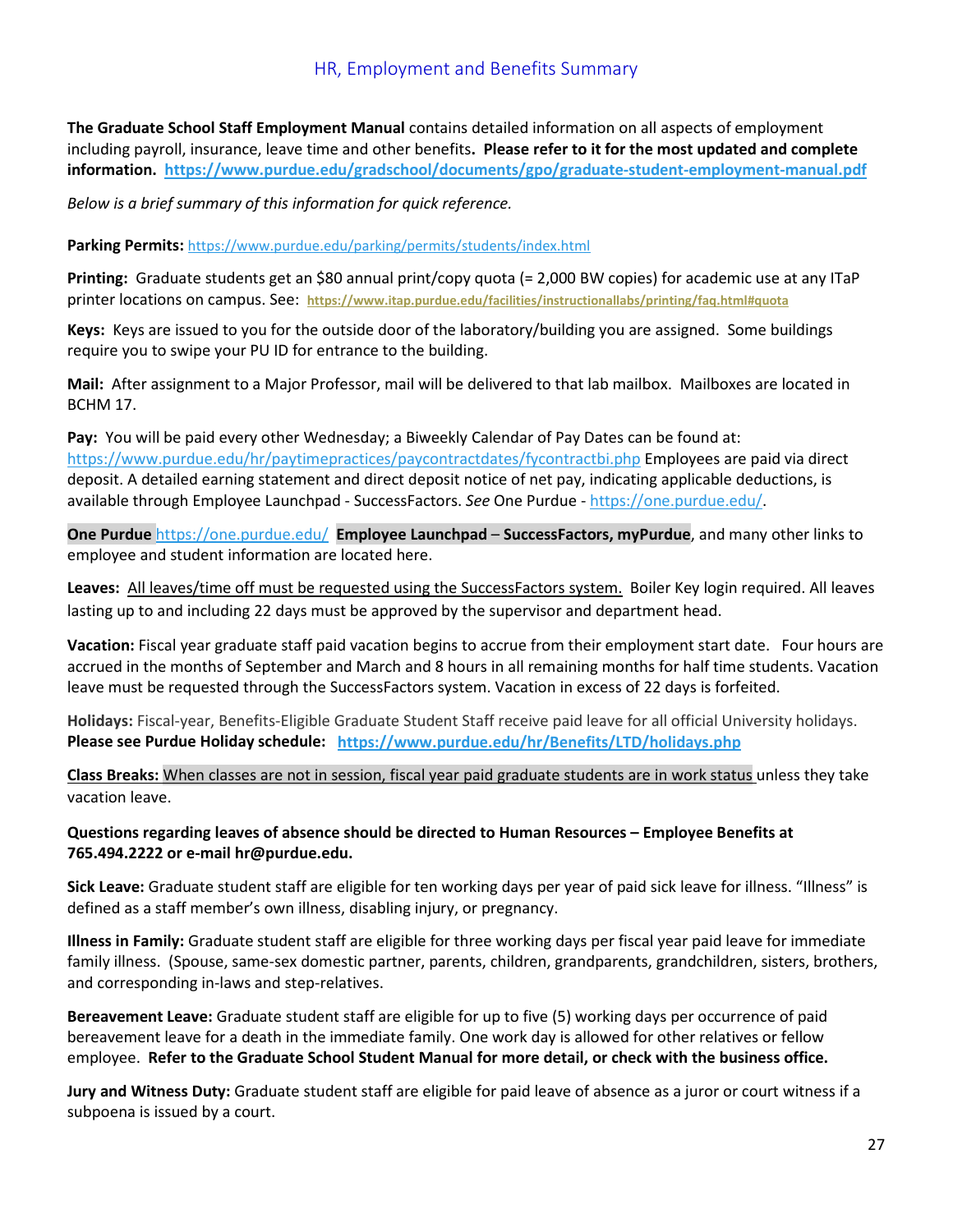## HR, Employment and Benefits Summary

**The Graduate School Staff Employment Manual** contains detailed information on all aspects of employment including payroll, insurance, leave time and other benefits**. Please refer to it for the most updated and complete information. https://www.purdue.edu/gradschool/documents/gpo/graduate-student-employment-manual.pdf**

*Below is a brief summary of this information for quick reference.*

**Parking Permits:** https://www.purdue.edu/parking/permits/students/index.html

**Printing:** Graduate students get an $80 annual print/copy quota (= 2,000 BW copies) for academic use at any ITaP printer locations on campus. See: **https://www.itap.purdue.edu/facilities/instructionallabs/printing/faq.html#quota**

**Keys:** Keys are issued to you for the outside door of the laboratory/building you are assigned. Some buildings require you to swipe your PU ID for entrance to the building.

**Mail:** After assignment to a Major Professor, mail will be delivered to that lab mailbox. Mailboxes are located in BCHM 17.

**Pay:** You will be paid every other Wednesday; a Biweekly Calendar of Pay Dates can be found at: https://www.purdue.edu/hr/paytimepractices/paycontractdates/fycontractbi.php Employees are paid via direct deposit. A detailed earning statement and direct deposit notice of net pay, indicating applicable deductions, is available through Employee Launchpad - SuccessFactors. *See* One Purdue - https://one.purdue.edu/.

**One Purdue** https://one.purdue.edu/ **Employee Launchpad** – **SuccessFactors, myPurdue**, and many other links to employee and student information are located here.

**Leaves:** All leaves/time off must be requested using the SuccessFactors system. Boiler Key login required. All leaves lasting up to and including 22 days must be approved by the supervisor and department head.

**Vacation:** Fiscal year graduate staff paid vacation begins to accrue from their employment start date. Four hours are accrued in the months of September and March and 8 hours in all remaining months for half time students. Vacation leave must be requested through the SuccessFactors system. Vacation in excess of 22 days is forfeited.

**Holidays:** Fiscal-year, Benefits-Eligible Graduate Student Staff receive paid leave for all official University holidays. **Please see Purdue Holiday schedule: https://www.purdue.edu/hr/Benefits/LTD/holidays.php**

**Class Breaks:** When classes are not in session, fiscal year paid graduate students are in work status unless they take vacation leave.

**Questions regarding leaves of absence should be directed to Human Resources – Employee Benefits at 765.494.2222 or e-mail hr@purdue.edu.**

**Sick Leave:** Graduate student staff are eligible for ten working days per year of paid sick leave for illness. "Illness" is defined as a staff member's own illness, disabling injury, or pregnancy.

**Illness in Family:** Graduate student staff are eligible for three working days per fiscal year paid leave for immediate family illness. (Spouse, same-sex domestic partner, parents, children, grandparents, grandchildren, sisters, brothers, and corresponding in-laws and step-relatives.

**Bereavement Leave:** Graduate student staff are eligible for up to five (5) working days per occurrence of paid bereavement leave for a death in the immediate family. One work day is allowed for other relatives or fellow employee. **Refer to the Graduate School Student Manual for more detail, or check with the business office.**

**Jury and Witness Duty:** Graduate student staff are eligible for paid leave of absence as a juror or court witness if a subpoena is issued by a court.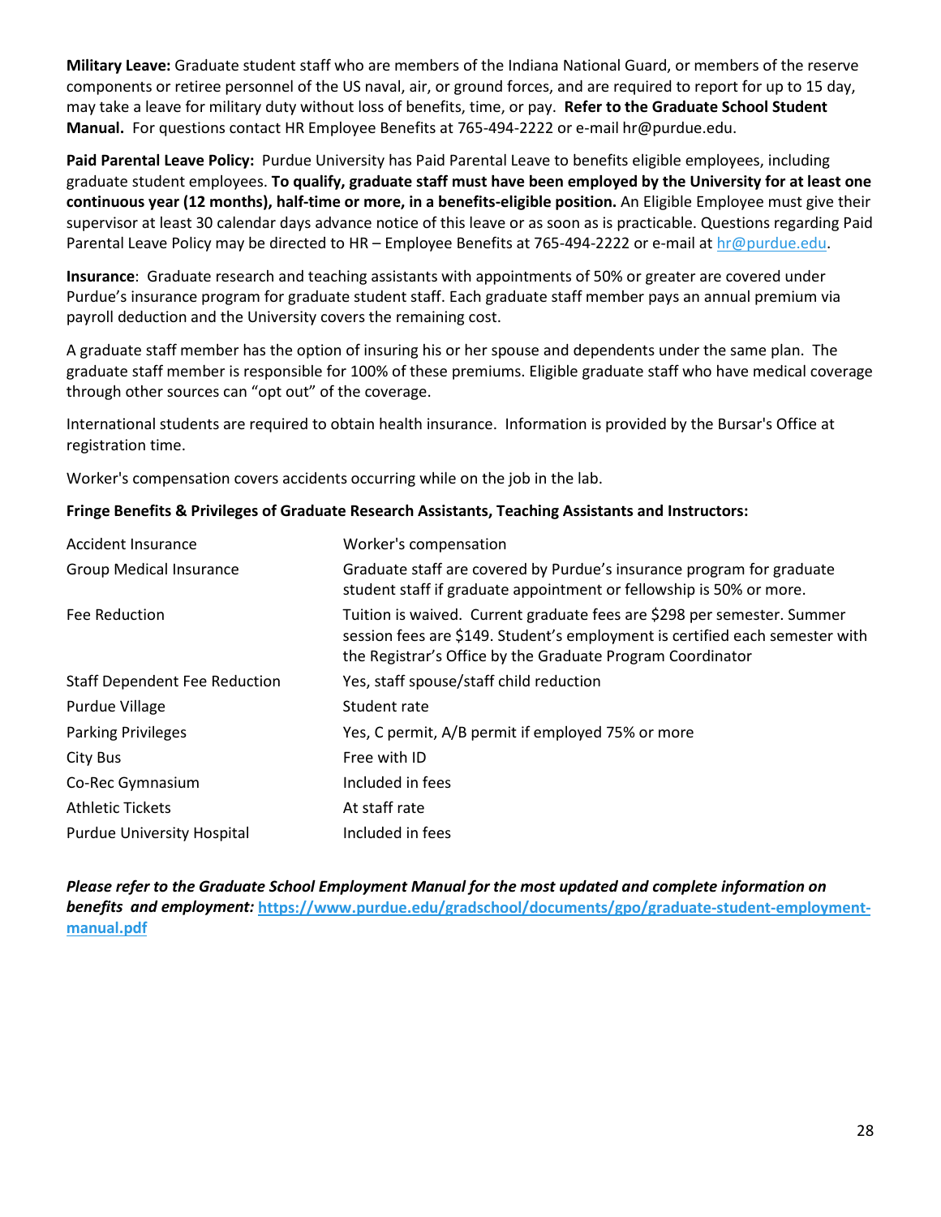**Military Leave:** Graduate student staff who are members of the Indiana National Guard, or members of the reserve components or retiree personnel of the US naval, air, or ground forces, and are required to report for up to 15 day, may take a leave for military duty without loss of benefits, time, or pay. **Refer to the Graduate School Student Manual.** For questions contact HR Employee Benefits at 765-494-2222 or e-mail hr@purdue.edu.

**Paid Parental Leave Policy:** Purdue University has Paid Parental Leave to benefits eligible employees, including graduate student employees. **To qualify, graduate staff must have been employed by the University for at least one continuous year (12 months), half-time or more, in a benefits-eligible position.** An Eligible Employee must give their supervisor at least 30 calendar days advance notice of this leave or as soon as is practicable. Questions regarding Paid Parental Leave Policy may be directed to HR – Employee Benefits at 765-494-2222 or e-mail at hr@purdue.edu.

**Insurance**: Graduate research and teaching assistants with appointments of 50% or greater are covered under Purdue's insurance program for graduate student staff. Each graduate staff member pays an annual premium via payroll deduction and the University covers the remaining cost.

A graduate staff member has the option of insuring his or her spouse and dependents under the same plan. The graduate staff member is responsible for 100% of these premiums. Eligible graduate staff who have medical coverage through other sources can "opt out" of the coverage.

International students are required to obtain health insurance. Information is provided by the Bursar's Office at registration time.

Worker's compensation covers accidents occurring while on the job in the lab.

**Fringe Benefits & Privileges of Graduate Research Assistants, Teaching Assistants and Instructors:**

| | |
|---|---|
| Accident Insurance | Worker's compensation |
| Group Medical Insurance | Graduate staff are covered by Purdue's insurance program for graduate student staff if graduate appointment or fellowship is 50% or more. |
| Fee Reduction | Tuition is waived. Current graduate fees are $298 per semester. Summer session fees are $149. Student's employment is certified each semester with the Registrar's Office by the Graduate Program Coordinator |
| Staff Dependent Fee Reduction | Yes, staff spouse/staff child reduction |
| Purdue Village | Student rate |
| Parking Privileges | Yes, C permit, A/B permit if employed 75% or more |
| City Bus | Free with ID |
| Co-Rec Gymnasium | Included in fees |
| Athletic Tickets | At staff rate |
| Purdue University Hospital | Included in fees |

***Please refer to the Graduate School Employment Manual for the most updated and complete information on benefits and employment:*** **https://www.purdue.edu/gradschool/documents/gpo/graduate-student-employment-manual.pdf**